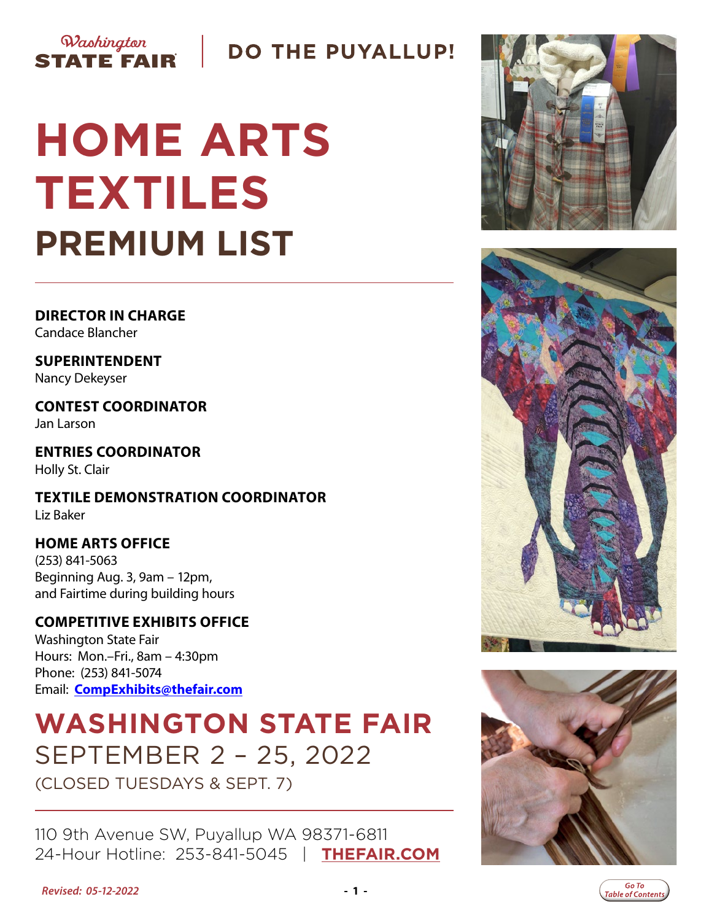Washington STATE FAIR | DO THE PUYALLUP!

# HOME ARTS TEXTILES

## PREMIUM LIST

**DIRECTOR IN CHARGE**
Candace Blancher

**SUPERINTENDENT**
Nancy Dekeyser

**CONTEST COORDINATOR**
Jan Larson

**ENTRIES COORDINATOR**
Holly St. Clair

**TEXTILE DEMONSTRATION COORDINATOR**
Liz Baker

**HOME ARTS OFFICE**
(253) 841-5063
Beginning Aug. 3, 9am – 12pm,
and Fairtime during building hours

**COMPETITIVE EXHIBITS OFFICE**
Washington State Fair
Hours: Mon.–Fri., 8am – 4:30pm
Phone: (253) 841-5074
Email: **CompExhibits@thefair.com**

## WASHINGTON STATE FAIR

SEPTEMBER 2 – 25, 2022
(CLOSED TUESDAYS & SEPT. 7)

110 9th Avenue SW, Puyallup WA 98371-6811
24-Hour Hotline: 253-841-5045 | **THEFAIR.COM**

*Revised: 05-12-2022*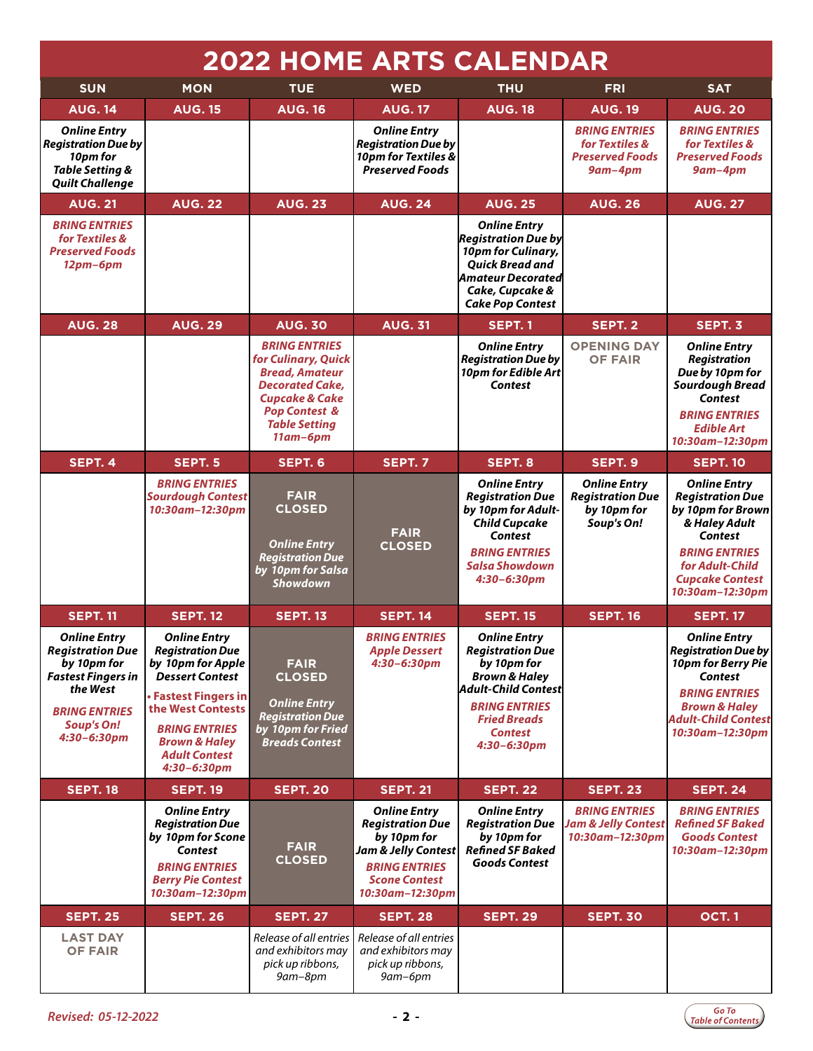# 2022 HOME ARTS CALENDAR

| SUN | MON | TUE | WED | THU | FRI | SAT |
|---|---|---|---|---|---|---|
| **AUG. 14** | **AUG. 15** | **AUG. 16** | **AUG. 17** | **AUG. 18** | **AUG. 19** | **AUG. 20** |
| ***Online Entry Registration Due by 10pm for Table Setting & Quilt Challenge*** | | | ***Online Entry Registration Due by 10pm for Textiles & Preserved Foods*** | | ***BRING ENTRIES for Textiles & Preserved Foods 9am–4pm*** | ***BRING ENTRIES for Textiles & Preserved Foods 9am–4pm*** |
| **AUG. 21** | **AUG. 22** | **AUG. 23** | **AUG. 24** | **AUG. 25** | **AUG. 26** | **AUG. 27** |
| ***BRING ENTRIES for Textiles & Preserved Foods 12pm–6pm*** | | | | ***Online Entry Registration Due by 10pm for Culinary, Quick Bread and Amateur Decorated Cake, Cupcake & Cake Pop Contest*** | | |
| **AUG. 28** | **AUG. 29** | **AUG. 30** | **AUG. 31** | **SEPT. 1** | **SEPT. 2** | **SEPT. 3** |
| | | ***BRING ENTRIES for Culinary, Quick Bread, Amateur Decorated Cake, Cupcake & Cake Pop Contest & Table Setting 11am–6pm*** | | ***Online Entry Registration Due by 10pm for Edible Art Contest*** | **OPENING DAY OF FAIR** | ***Online Entry Registration Due by 10pm for Sourdough Bread Contest*** ***BRING ENTRIES Edible Art 10:30am–12:30pm*** |
| **SEPT. 4** | **SEPT. 5** | **SEPT. 6** | **SEPT. 7** | **SEPT. 8** | **SEPT. 9** | **SEPT. 10** |
| | ***BRING ENTRIES Sourdough Contest 10:30am–12:30pm*** | **FAIR CLOSED** ***Online Entry Registration Due by 10pm for Salsa Showdown*** | **FAIR CLOSED** | ***Online Entry Registration Due by 10pm for Adult-Child Cupcake Contest*** ***BRING ENTRIES Salsa Showdown 4:30–6:30pm*** | ***Online Entry Registration Due by 10pm for Soup's On!*** | ***Online Entry Registration Due by 10pm for Brown & Haley Adult Contest*** ***BRING ENTRIES for Adult-Child Cupcake Contest 10:30am–12:30pm*** |
| **SEPT. 11** | **SEPT. 12** | **SEPT. 13** | **SEPT. 14** | **SEPT. 15** | **SEPT. 16** | **SEPT. 17** |
| ***Online Entry Registration Due by 10pm for Fastest Fingers in the West*** ***BRING ENTRIES Soup's On! 4:30–6:30pm*** | ***Online Entry Registration Due by 10pm for Apple Dessert Contest*** ***• Fastest Fingers in the West Contests*** ***BRING ENTRIES Brown & Haley Adult Contest 4:30–6:30pm*** | **FAIR CLOSED** ***Online Entry Registration Due by 10pm for Fried Breads Contest*** | ***BRING ENTRIES Apple Dessert 4:30–6:30pm*** | ***Online Entry Registration Due by 10pm for Brown & Haley Adult-Child Contest*** ***BRING ENTRIES Fried Breads Contest 4:30–6:30pm*** | | ***Online Entry Registration Due by 10pm for Berry Pie Contest*** ***BRING ENTRIES Brown & Haley Adult-Child Contest 10:30am–12:30pm*** |
| **SEPT. 18** | **SEPT. 19** | **SEPT. 20** | **SEPT. 21** | **SEPT. 22** | **SEPT. 23** | **SEPT. 24** |
| | ***Online Entry Registration Due by 10pm for Scone Contest*** ***BRING ENTRIES Berry Pie Contest 10:30am–12:30pm*** | **FAIR CLOSED** | ***Online Entry Registration Due by 10pm for Jam & Jelly Contest*** ***BRING ENTRIES Scone Contest 10:30am–12:30pm*** | ***Online Entry Registration Due by 10pm for Refined SF Baked Goods Contest*** | ***BRING ENTRIES Jam & Jelly Contest 10:30am–12:30pm*** | ***BRING ENTRIES Refined SF Baked Goods Contest 10:30am–12:30pm*** |
| **SEPT. 25** | **SEPT. 26** | **SEPT. 27** | **SEPT. 28** | **SEPT. 29** | **SEPT. 30** | **OCT. 1** |
| **LAST DAY OF FAIR** | | *Release of all entries and exhibitors may pick up ribbons, 9am–8pm* | *Release of all entries and exhibitors may pick up ribbons, 9am–6pm* | | | |

*Revised: 05-12-2022*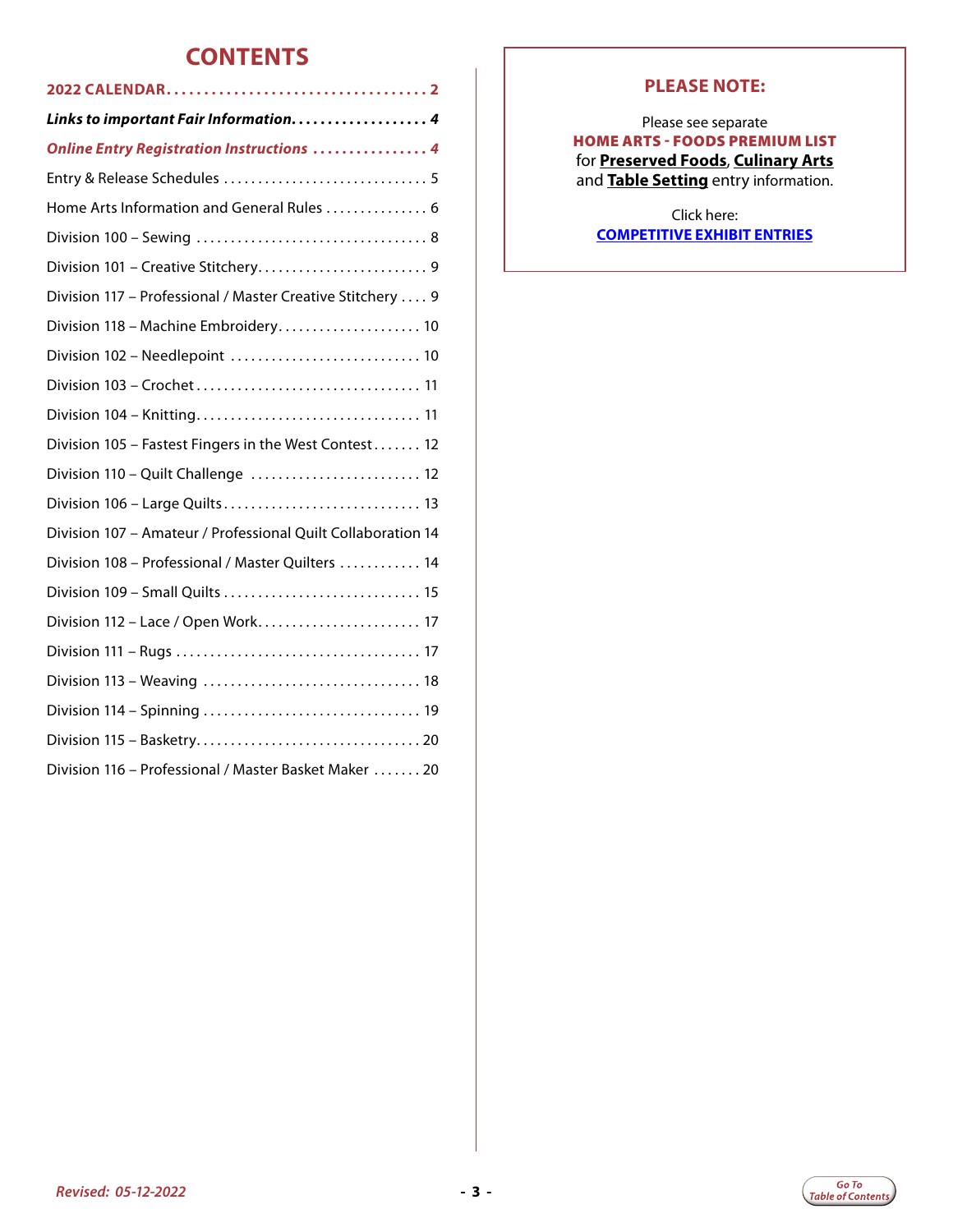# CONTENTS

| | |
|---|---|
| **2022 CALENDAR** | **2** |
| ***Links to important Fair Information*** | ***4*** |
| ***Online Entry Registration Instructions*** | ***4*** |
| Entry & Release Schedules | 5 |
| Home Arts Information and General Rules | 6 |
| Division 100 – Sewing | 8 |
| Division 101 – Creative Stitchery | 9 |
| Division 117 – Professional / Master Creative Stitchery | 9 |
| Division 118 – Machine Embroidery | 10 |
| Division 102 – Needlepoint | 10 |
| Division 103 – Crochet | 11 |
| Division 104 – Knitting | 11 |
| Division 105 – Fastest Fingers in the West Contest | 12 |
| Division 110 – Quilt Challenge | 12 |
| Division 106 – Large Quilts | 13 |
| Division 107 – Amateur / Professional Quilt Collaboration | 14 |
| Division 108 – Professional / Master Quilters | 14 |
| Division 109 – Small Quilts | 15 |
| Division 112 – Lace / Open Work | 17 |
| Division 111 – Rugs | 17 |
| Division 113 – Weaving | 18 |
| Division 114 – Spinning | 19 |
| Division 115 – Basketry | 20 |
| Division 116 – Professional / Master Basket Maker | 20 |

## PLEASE NOTE:

Please see separate
**HOME ARTS - FOODS PREMIUM LIST**
for **Preserved Foods**, **Culinary Arts**
and **Table Setting** entry information.

Click here:
**COMPETITIVE EXHIBIT ENTRIES**

*Revised: 05-12-2022*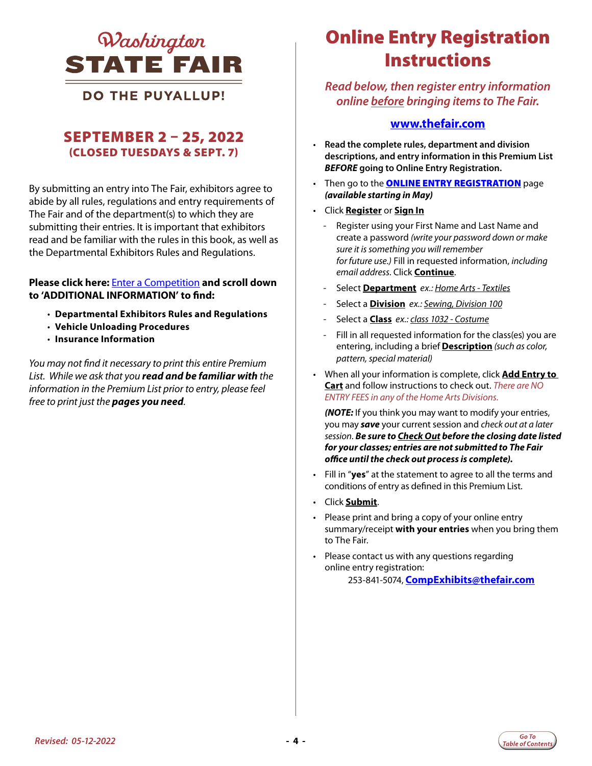# Washington STATE FAIR

**DO THE PUYALLUP!**

## SEPTEMBER 2 – 25, 2022
**(CLOSED TUESDAYS & SEPT. 7)**

By submitting an entry into The Fair, exhibitors agree to abide by all rules, regulations and entry requirements of The Fair and of the department(s) to which they are submitting their entries. It is important that exhibitors read and be familiar with the rules in this book, as well as the Departmental Exhibitors Rules and Regulations.

**Please click here:** Enter a Competition **and scroll down to 'ADDITIONAL INFORMATION' to find:**

- **Departmental Exhibitors Rules and Regulations**
- **Vehicle Unloading Procedures**
- **Insurance Information**

*You may not find it necessary to print this entire Premium List. While we ask that you* ***read and be familiar with*** *the information in the Premium List prior to entry, please feel free to print just the* ***pages you need****.*

# Online Entry Registration Instructions

*Read below, then register entry information online before bringing items to The Fair.*

**www.thefair.com**

- **Read the complete rules, department and division descriptions, and entry information in this Premium List *BEFORE* going to Online Entry Registration.**
- Then go to the **ONLINE ENTRY REGISTRATION** page ***(available starting in May)***
- Click **Register** or **Sign In**
  - Register using your First Name and Last Name and create a password *(write your password down or make sure it is something you will remember for future use.)* Fill in requested information, *including email address*. Click **Continue**.
  - Select **Department** *ex.: Home Arts - Textiles*
  - Select a **Division** *ex.: Sewing, Division 100*
  - Select a **Class** *ex.: class 1032 - Costume*
  - Fill in all requested information for the class(es) you are entering, including a brief **Description** *(such as color, pattern, special material)*
- When all your information is complete, click **Add Entry to Cart** and follow instructions to check out. *There are NO ENTRY FEES in any of the Home Arts Divisions.*

  ***(NOTE:*** If you think you may want to modify your entries, you may ***save*** your current session and *check out at a later session*. ***Be sure to Check Out before the closing date listed for your classes; entries are not submitted to The Fair office until the check out process is complete).***
- Fill in "**yes**" at the statement to agree to all the terms and conditions of entry as defined in this Premium List.
- Click **Submit**.
- Please print and bring a copy of your online entry summary/receipt **with your entries** when you bring them to The Fair.
- Please contact us with any questions regarding online entry registration:
  253-841-5074, **CompExhibits@thefair.com**

*Revised: 05-12-2022*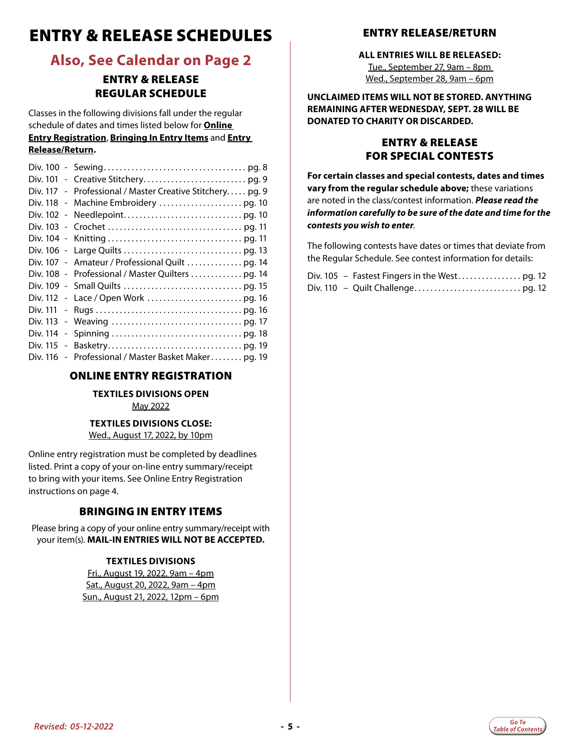# ENTRY & RELEASE SCHEDULES

## Also, See Calendar on Page 2

### ENTRY & RELEASE REGULAR SCHEDULE

Classes in the following divisions fall under the regular schedule of dates and times listed below for **Online Entry Registration**, **Bringing In Entry Items** and **Entry Release/Return.**

- Div. 100 - Sewing ... pg. 8
- Div. 101 - Creative Stitchery ... pg. 9
- Div. 117 - Professional / Master Creative Stitchery ... pg. 9
- Div. 118 - Machine Embroidery ... pg. 10
- Div. 102 - Needlepoint ... pg. 10
- Div. 103 - Crochet ... pg. 11
- Div. 104 - Knitting ... pg. 11
- Div. 106 - Large Quilts ... pg. 13
- Div. 107 - Amateur / Professional Quilt ... pg. 14
- Div. 108 - Professional / Master Quilters ... pg. 14
- Div. 109 - Small Quilts ... pg. 15
- Div. 112 - Lace / Open Work ... pg. 16
- Div. 111 - Rugs ... pg. 16
- Div. 113 - Weaving ... pg. 17
- Div. 114 - Spinning ... pg. 18
- Div. 115 - Basketry ... pg. 19
- Div. 116 - Professional / Master Basket Maker ... pg. 19

### ONLINE ENTRY REGISTRATION

**TEXTILES DIVISIONS OPEN**
May 2022

**TEXTILES DIVISIONS CLOSE:**
Wed., August 17, 2022, by 10pm

Online entry registration must be completed by deadlines listed. Print a copy of your on-line entry summary/receipt to bring with your items. See Online Entry Registration instructions on page 4.

### BRINGING IN ENTRY ITEMS

Please bring a copy of your online entry summary/receipt with your item(s). **MAIL-IN ENTRIES WILL NOT BE ACCEPTED.**

**TEXTILES DIVISIONS**
Fri., August 19, 2022, 9am – 4pm
Sat., August 20, 2022, 9am – 4pm
Sun., August 21, 2022, 12pm – 6pm

### ENTRY RELEASE/RETURN

**ALL ENTRIES WILL BE RELEASED:**
Tue., September 27, 9am – 8pm
Wed., September 28, 9am – 6pm

**UNCLAIMED ITEMS WILL NOT BE STORED. ANYTHING REMAINING AFTER WEDNESDAY, SEPT. 28 WILL BE DONATED TO CHARITY OR DISCARDED.**

### ENTRY & RELEASE FOR SPECIAL CONTESTS

**For certain classes and special contests, dates and times vary from the regular schedule above;** these variations are noted in the class/contest information. ***Please read the information carefully to be sure of the date and time for the contests you wish to enter***.

The following contests have dates or times that deviate from the Regular Schedule. See contest information for details:

- Div. 105 – Fastest Fingers in the West ... pg. 12
- Div. 110 – Quilt Challenge ... pg. 12

*Revised: 05-12-2022*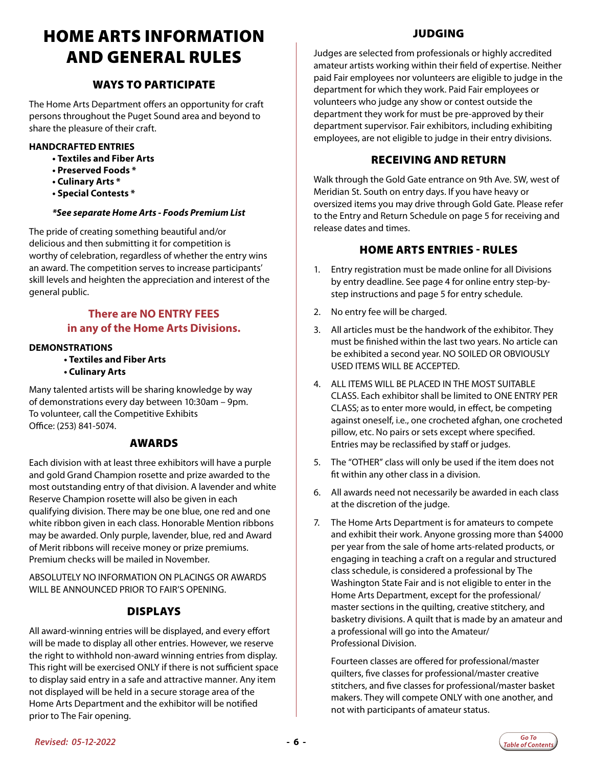# HOME ARTS INFORMATION AND GENERAL RULES

## WAYS TO PARTICIPATE

The Home Arts Department offers an opportunity for craft persons throughout the Puget Sound area and beyond to share the pleasure of their craft.

**HANDCRAFTED ENTRIES**

- **Textiles and Fiber Arts**
- **Preserved Foods ***
- **Culinary Arts ***
- **Special Contests ***

***See separate Home Arts - Foods Premium List**

The pride of creating something beautiful and/or delicious and then submitting it for competition is worthy of celebration, regardless of whether the entry wins an award. The competition serves to increase participants' skill levels and heighten the appreciation and interest of the general public.

**There are NO ENTRY FEES in any of the Home Arts Divisions.**

**DEMONSTRATIONS**

- **Textiles and Fiber Arts**
- **Culinary Arts**

Many talented artists will be sharing knowledge by way of demonstrations every day between 10:30am – 9pm. To volunteer, call the Competitive Exhibits Office: (253) 841-5074.

## AWARDS

Each division with at least three exhibitors will have a purple and gold Grand Champion rosette and prize awarded to the most outstanding entry of that division. A lavender and white Reserve Champion rosette will also be given in each qualifying division. There may be one blue, one red and one white ribbon given in each class. Honorable Mention ribbons may be awarded. Only purple, lavender, blue, red and Award of Merit ribbons will receive money or prize premiums. Premium checks will be mailed in November.

ABSOLUTELY NO INFORMATION ON PLACINGS OR AWARDS WILL BE ANNOUNCED PRIOR TO FAIR'S OPENING.

## DISPLAYS

All award-winning entries will be displayed, and every effort will be made to display all other entries. However, we reserve the right to withhold non-award winning entries from display. This right will be exercised ONLY if there is not sufficient space to display said entry in a safe and attractive manner. Any item not displayed will be held in a secure storage area of the Home Arts Department and the exhibitor will be notified prior to The Fair opening.

## JUDGING

Judges are selected from professionals or highly accredited amateur artists working within their field of expertise. Neither paid Fair employees nor volunteers are eligible to judge in the department for which they work. Paid Fair employees or volunteers who judge any show or contest outside the department they work for must be pre-approved by their department supervisor. Fair exhibitors, including exhibiting employees, are not eligible to judge in their entry divisions.

## RECEIVING AND RETURN

Walk through the Gold Gate entrance on 9th Ave. SW, west of Meridian St. South on entry days. If you have heavy or oversized items you may drive through Gold Gate. Please refer to the Entry and Return Schedule on page 5 for receiving and release dates and times.

## HOME ARTS ENTRIES - RULES

1. Entry registration must be made online for all Divisions by entry deadline. See page 4 for online entry step-by-step instructions and page 5 for entry schedule.
2. No entry fee will be charged.
3. All articles must be the handwork of the exhibitor. They must be finished within the last two years. No article can be exhibited a second year. NO SOILED OR OBVIOUSLY USED ITEMS WILL BE ACCEPTED.
4. ALL ITEMS WILL BE PLACED IN THE MOST SUITABLE CLASS. Each exhibitor shall be limited to ONE ENTRY PER CLASS; as to enter more would, in effect, be competing against oneself, i.e., one crocheted afghan, one crocheted pillow, etc. No pairs or sets except where specified. Entries may be reclassified by staff or judges.
5. The "OTHER" class will only be used if the item does not fit within any other class in a division.
6. All awards need not necessarily be awarded in each class at the discretion of the judge.
7. The Home Arts Department is for amateurs to compete and exhibit their work. Anyone grossing more than $4000 per year from the sale of home arts-related products, or engaging in teaching a craft on a regular and structured class schedule, is considered a professional by The Washington State Fair and is not eligible to enter in the Home Arts Department, except for the professional/master sections in the quilting, creative stitchery, and basketry divisions. A quilt that is made by an amateur and a professional will go into the Amateur/Professional Division.

   Fourteen classes are offered for professional/master quilters, five classes for professional/master creative stitchers, and five classes for professional/master basket makers. They will compete ONLY with one another, and not with participants of amateur status.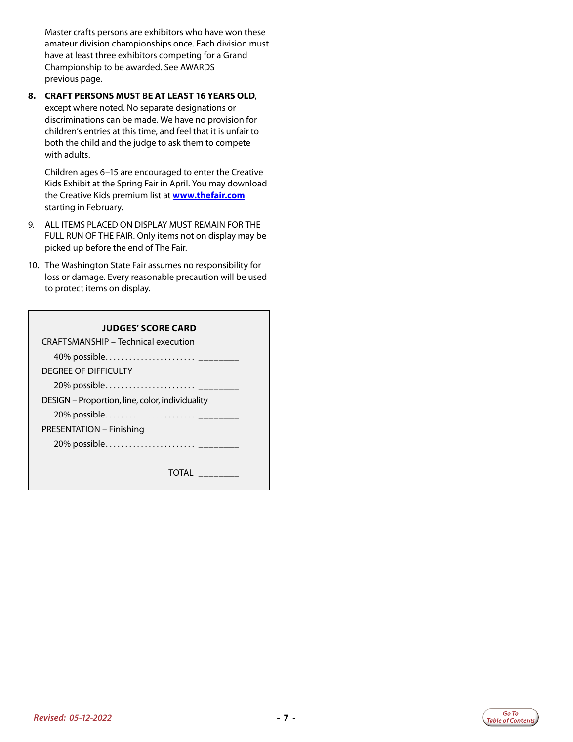Master crafts persons are exhibitors who have won these amateur division championships once. Each division must have at least three exhibitors competing for a Grand Championship to be awarded. See AWARDS previous page.

8. **CRAFT PERSONS MUST BE AT LEAST 16 YEARS OLD**, except where noted. No separate designations or discriminations can be made. We have no provision for children's entries at this time, and feel that it is unfair to both the child and the judge to ask them to compete with adults.

   Children ages 6–15 are encouraged to enter the Creative Kids Exhibit at the Spring Fair in April. You may download the Creative Kids premium list at **www.thefair.com** starting in February.

9. ALL ITEMS PLACED ON DISPLAY MUST REMAIN FOR THE FULL RUN OF THE FAIR. Only items not on display may be picked up before the end of The Fair.

10. The Washington State Fair assumes no responsibility for loss or damage. Every reasonable precaution will be used to protect items on display.

**JUDGES' SCORE CARD**

CRAFTSMANSHIP – Technical execution

40% possible....................... ________

DEGREE OF DIFFICULTY

20% possible....................... ________

DESIGN – Proportion, line, color, individuality

20% possible....................... ________

PRESENTATION – Finishing

20% possible....................... ________

TOTAL ________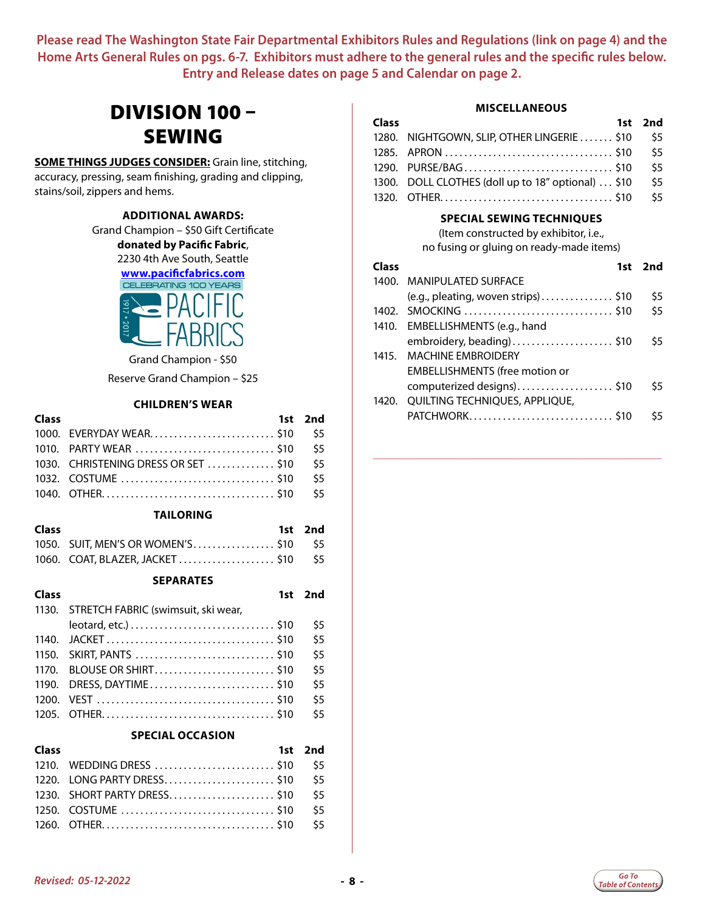**Please read The Washington State Fair Departmental Exhibitors Rules and Regulations (link on page 4) and the Home Arts General Rules on pgs. 6-7. Exhibitors must adhere to the general rules and the specific rules below. Entry and Release dates on page 5 and Calendar on page 2.**

# DIVISION 100 – SEWING

**SOME THINGS JUDGES CONSIDER:** Grain line, stitching, accuracy, pressing, seam finishing, grading and clipping, stains/soil, zippers and hems.

**ADDITIONAL AWARDS:**

Grand Champion – $50 Gift Certificate
**donated by Pacific Fabric**,
2230 4th Ave South, Seattle
**www.pacificfabrics.com**

CELEBRATING 100 YEARS
1917 • 2017 PACIFIC FABRICS

Grand Champion - $50

Reserve Grand Champion – $25

### CHILDREN'S WEAR

| Class | | 1st | 2nd |
|---|---|---|---|
| 1000. | EVERYDAY WEAR | $10 | $5 |
| 1010. | PARTY WEAR | $10 | $5 |
| 1030. | CHRISTENING DRESS OR SET | $10 | $5 |
| 1032. | COSTUME | $10 | $5 |
| 1040. | OTHER | $10 | $5 |

### TAILORING

| Class | | 1st | 2nd |
|---|---|---|---|
| 1050. | SUIT, MEN'S OR WOMEN'S | $10 | $5 |
| 1060. | COAT, BLAZER, JACKET | $10 | $5 |

### SEPARATES

| Class | | 1st | 2nd |
|---|---|---|---|
| 1130. | STRETCH FABRIC (swimsuit, ski wear, leotard, etc.) | $10 | $5 |
| 1140. | JACKET | $10 | $5 |
| 1150. | SKIRT, PANTS | $10 | $5 |
| 1170. | BLOUSE OR SHIRT | $10 | $5 |
| 1190. | DRESS, DAYTIME | $10 | $5 |
| 1200. | VEST | $10 | $5 |
| 1205. | OTHER | $10 | $5 |

### SPECIAL OCCASION

| Class | | 1st | 2nd |
|---|---|---|---|
| 1210. | WEDDING DRESS | $10 | $5 |
| 1220. | LONG PARTY DRESS | $10 | $5 |
| 1230. | SHORT PARTY DRESS | $10 | $5 |
| 1250. | COSTUME | $10 | $5 |
| 1260. | OTHER | $10 | $5 |

### MISCELLANEOUS

| Class | | 1st | 2nd |
|---|---|---|---|
| 1280. | NIGHTGOWN, SLIP, OTHER LINGERIE | $10 | $5 |
| 1285. | APRON | $10 | $5 |
| 1290. | PURSE/BAG | $10 | $5 |
| 1300. | DOLL CLOTHES (doll up to 18" optional) | $10 | $5 |
| 1320. | OTHER | $10 | $5 |

### SPECIAL SEWING TECHNIQUES

(Item constructed by exhibitor, i.e., no fusing or gluing on ready-made items)

| Class | | 1st | 2nd |
|---|---|---|---|
| 1400. | MANIPULATED SURFACE (e.g., pleating, woven strips) | $10 | $5 |
| 1402. | SMOCKING | $10 | $5 |
| 1410. | EMBELLISHMENTS (e.g., hand embroidery, beading) | $10 | $5 |
| 1415. | MACHINE EMBROIDERY EMBELLISHMENTS (free motion or computerized designs) | $10 | $5 |
| 1420. | QUILTING TECHNIQUES, APPLIQUE, PATCHWORK | $10 | $5 |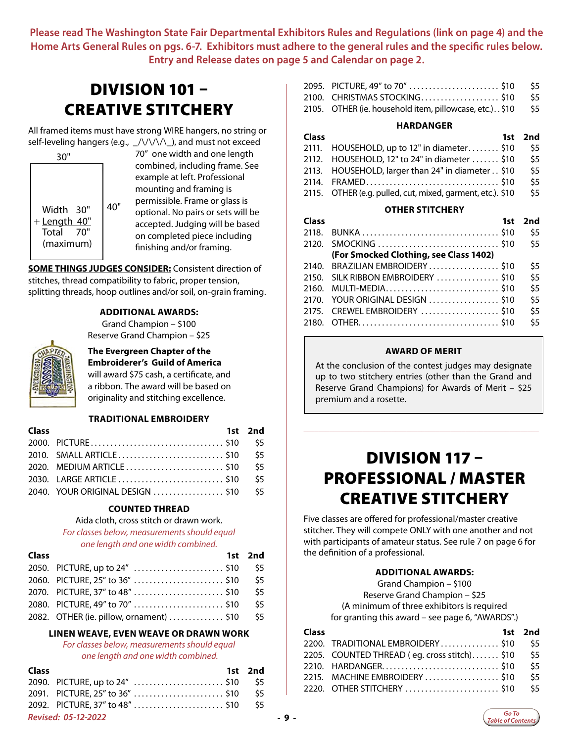**Please read The Washington State Fair Departmental Exhibitors Rules and Regulations (link on page 4) and the Home Arts General Rules on pgs. 6-7. Exhibitors must adhere to the general rules and the specific rules below. Entry and Release dates on page 5 and Calendar on page 2.**

# DIVISION 101 – CREATIVE STITCHERY

All framed items must have strong WIRE hangers, no string or self-leveling hangers (e.g., _/\/\/\/\_), and must not exceed 70" one width and one length combined, including frame. See example at left. Professional mounting and framing is permissible. Frame or glass is optional. No pairs or sets will be accepted. Judging will be based on completed piece including finishing and/or framing.

30"

40"

Width 30"
+ Length 40"
Total 70"
(maximum)

**SOME THINGS JUDGES CONSIDER:** Consistent direction of stitches, thread compatibility to fabric, proper tension, splitting threads, hoop outlines and/or soil, on-grain framing.

**ADDITIONAL AWARDS:**
Grand Champion – $100
Reserve Grand Champion – $25

**The Evergreen Chapter of the Embroiderer's Guild of America** will award $75 cash, a certificate, and a ribbon. The award will be based on originality and stitching excellence.

### TRADITIONAL EMBROIDERY

| Class | | 1st | 2nd |
|---|---|---|---|
| 2000. | PICTURE | $10 | $5 |
| 2010. | SMALL ARTICLE | $10 | $5 |
| 2020. | MEDIUM ARTICLE | $10 | $5 |
| 2030. | LARGE ARTICLE | $10 | $5 |
| 2040. | YOUR ORIGINAL DESIGN | $10 | $5 |

### COUNTED THREAD

Aida cloth, cross stitch or drawn work.

*For classes below, measurements should equal one length and one width combined.*

| Class | | 1st | 2nd |
|---|---|---|---|
| 2050. | PICTURE, up to 24" | $10 | $5 |
| 2060. | PICTURE, 25" to 36" | $10 | $5 |
| 2070. | PICTURE, 37" to 48" | $10 | $5 |
| 2080. | PICTURE, 49" to 70" | $10 | $5 |
| 2082. | OTHER (ie. pillow, ornament) | $10 | $5 |

### LINEN WEAVE, EVEN WEAVE OR DRAWN WORK

*For classes below, measurements should equal one length and one width combined.*

| Class | | 1st | 2nd |
|---|---|---|---|
| 2090. | PICTURE, up to 24" | $10 | $5 |
| 2091. | PICTURE, 25" to 36" | $10 | $5 |
| 2092. | PICTURE, 37" to 48" | $10 | $5 |
| 2095. | PICTURE, 49" to 70" | $10 | $5 |
| 2100. | CHRISTMAS STOCKING | $10 | $5 |
| 2105. | OTHER (ie. household item, pillowcase, etc.) | $10 | $5 |

### HARDANGER

| Class | | 1st | 2nd |
|---|---|---|---|
| 2111. | HOUSEHOLD, up to 12" in diameter | $10 | $5 |
| 2112. | HOUSEHOLD, 12" to 24" in diameter | $10 | $5 |
| 2113. | HOUSEHOLD, larger than 24" in diameter | $10 | $5 |
| 2114. | FRAMED | $10 | $5 |
| 2115. | OTHER (e.g. pulled, cut, mixed, garment, etc.) | $10 | $5 |

### OTHER STITCHERY

| Class | | 1st | 2nd |
|---|---|---|---|
| 2118. | BUNKA | $10 | $5 |
| 2120. | SMOCKING | $10 | $5 |
| | **(For Smocked Clothing, see Class 1402)** | | |
| 2140. | BRAZILIAN EMBROIDERY | $10 | $5 |
| 2150. | SILK RIBBON EMBROIDERY | $10 | $5 |
| 2160. | MULTI-MEDIA | $10 | $5 |
| 2170. | YOUR ORIGINAL DESIGN | $10 | $5 |
| 2175. | CREWEL EMBROIDERY | $10 | $5 |
| 2180. | OTHER | $10 | $5 |

**AWARD OF MERIT**

At the conclusion of the contest judges may designate up to two stitchery entries (other than the Grand and Reserve Grand Champions) for Awards of Merit – $25 premium and a rosette.

# DIVISION 117 – PROFESSIONAL / MASTER CREATIVE STITCHERY

Five classes are offered for professional/master creative stitcher. They will compete ONLY with one another and not with participants of amateur status. See rule 7 on page 6 for the definition of a professional.

**ADDITIONAL AWARDS:**
Grand Champion – $100
Reserve Grand Champion – $25
(A minimum of three exhibitors is required for granting this award – see page 6, "AWARDS".)

| Class | | 1st | 2nd |
|---|---|---|---|
| 2200. | TRADITIONAL EMBROIDERY | $10 | $5 |
| 2205. | COUNTED THREAD ( eg. cross stitch) | $10 | $5 |
| 2210. | HARDANGER | $10 | $5 |
| 2215. | MACHINE EMBROIDERY | $10 | $5 |
| 2220. | OTHER STITCHERY | $10 | $5 |

*Revised: 05-12-2022*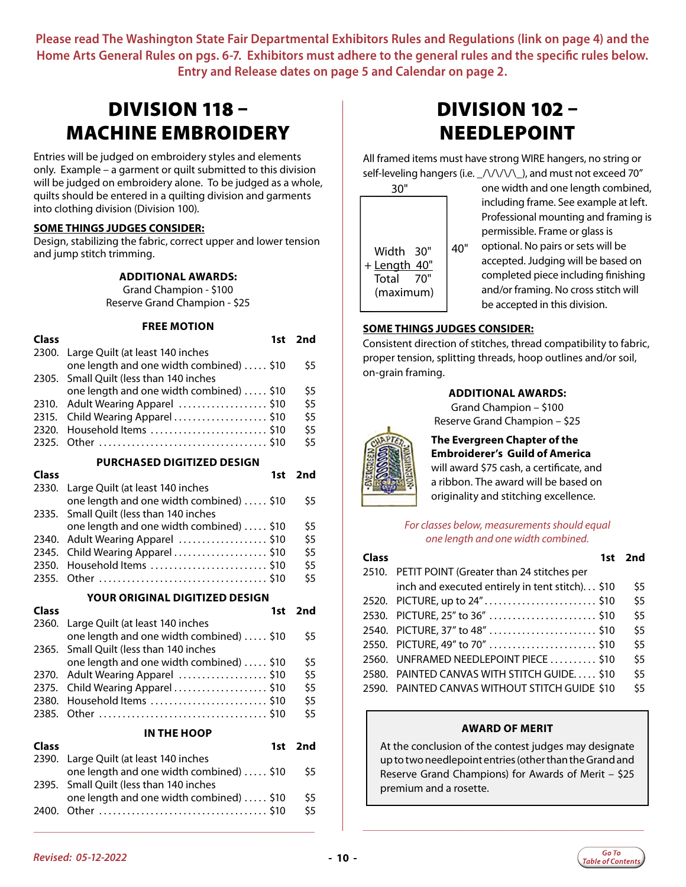**Please read The Washington State Fair Departmental Exhibitors Rules and Regulations (link on page 4) and the Home Arts General Rules on pgs. 6-7. Exhibitors must adhere to the general rules and the specific rules below. Entry and Release dates on page 5 and Calendar on page 2.**

# DIVISION 118 – MACHINE EMBROIDERY

Entries will be judged on embroidery styles and elements only. Example – a garment or quilt submitted to this division will be judged on embroidery alone. To be judged as a whole, quilts should be entered in a quilting division and garments into clothing division (Division 100).

**SOME THINGS JUDGES CONSIDER:**
Design, stabilizing the fabric, correct upper and lower tension and jump stitch trimming.

**ADDITIONAL AWARDS:**
Grand Champion - $100
Reserve Grand Champion - $25

### FREE MOTION

| Class | | 1st | 2nd |
|---|---|---|---|
| 2300. | Large Quilt (at least 140 inches one length and one width combined) | $10 | $5 |
| 2305. | Small Quilt (less than 140 inches one length and one width combined) | $10 | $5 |
| 2310. | Adult Wearing Apparel | $10 | $5 |
| 2315. | Child Wearing Apparel | $10 | $5 |
| 2320. | Household Items | $10 | $5 |
| 2325. | Other | $10 | $5 |

### PURCHASED DIGITIZED DESIGN

| Class | | 1st | 2nd |
|---|---|---|---|
| 2330. | Large Quilt (at least 140 inches one length and one width combined) | $10 | $5 |
| 2335. | Small Quilt (less than 140 inches one length and one width combined) | $10 | $5 |
| 2340. | Adult Wearing Apparel | $10 | $5 |
| 2345. | Child Wearing Apparel | $10 | $5 |
| 2350. | Household Items | $10 | $5 |
| 2355. | Other | $10 | $5 |

### YOUR ORIGINAL DIGITIZED DESIGN

| Class | | 1st | 2nd |
|---|---|---|---|
| 2360. | Large Quilt (at least 140 inches one length and one width combined) | $10 | $5 |
| 2365. | Small Quilt (less than 140 inches one length and one width combined) | $10 | $5 |
| 2370. | Adult Wearing Apparel | $10 | $5 |
| 2375. | Child Wearing Apparel | $10 | $5 |
| 2380. | Household Items | $10 | $5 |
| 2385. | Other | $10 | $5 |

### IN THE HOOP

| Class | | 1st | 2nd |
|---|---|---|---|
| 2390. | Large Quilt (at least 140 inches one length and one width combined) | $10 | $5 |
| 2395. | Small Quilt (less than 140 inches one length and one width combined) | $10 | $5 |
| 2400. | Other | $10 | $5 |

# DIVISION 102 – NEEDLEPOINT

All framed items must have strong WIRE hangers, no string or self-leveling hangers (i.e. _/\/\/\/\_), and must not exceed 70" one width and one length combined, including frame. See example at left. Professional mounting and framing is permissible. Frame or glass is optional. No pairs or sets will be accepted. Judging will be based on completed piece including finishing and/or framing. No cross stitch will be accepted in this division.

30" × 40"
Width 30"
+ Length 40"
Total 70"
(maximum)

**SOME THINGS JUDGES CONSIDER:**
Consistent direction of stitches, thread compatibility to fabric, proper tension, splitting threads, hoop outlines and/or soil, on-grain framing.

**ADDITIONAL AWARDS:**
Grand Champion – $100
Reserve Grand Champion – $25

**The Evergreen Chapter of the Embroiderer's Guild of America** will award $75 cash, a certificate, and a ribbon. The award will be based on originality and stitching excellence.

*For classes below, measurements should equal one length and one width combined.*

| Class | | 1st | 2nd |
|---|---|---|---|
| 2510. | PETIT POINT (Greater than 24 stitches per inch and executed entirely in tent stitch) | $10 | $5 |
| 2520. | PICTURE, up to 24" | $10 | $5 |
| 2530. | PICTURE, 25" to 36" | $10 | $5 |
| 2540. | PICTURE, 37" to 48" | $10 | $5 |
| 2550. | PICTURE, 49" to 70" | $10 | $5 |
| 2560. | UNFRAMED NEEDLEPOINT PIECE | $10 | $5 |
| 2580. | PAINTED CANVAS WITH STITCH GUIDE | $10 | $5 |
| 2590. | PAINTED CANVAS WITHOUT STITCH GUIDE | $10 | $5 |

**AWARD OF MERIT**

At the conclusion of the contest judges may designate up to two needlepoint entries (other than the Grand and Reserve Grand Champions) for Awards of Merit – $25 premium and a rosette.

*Revised: 05-12-2022*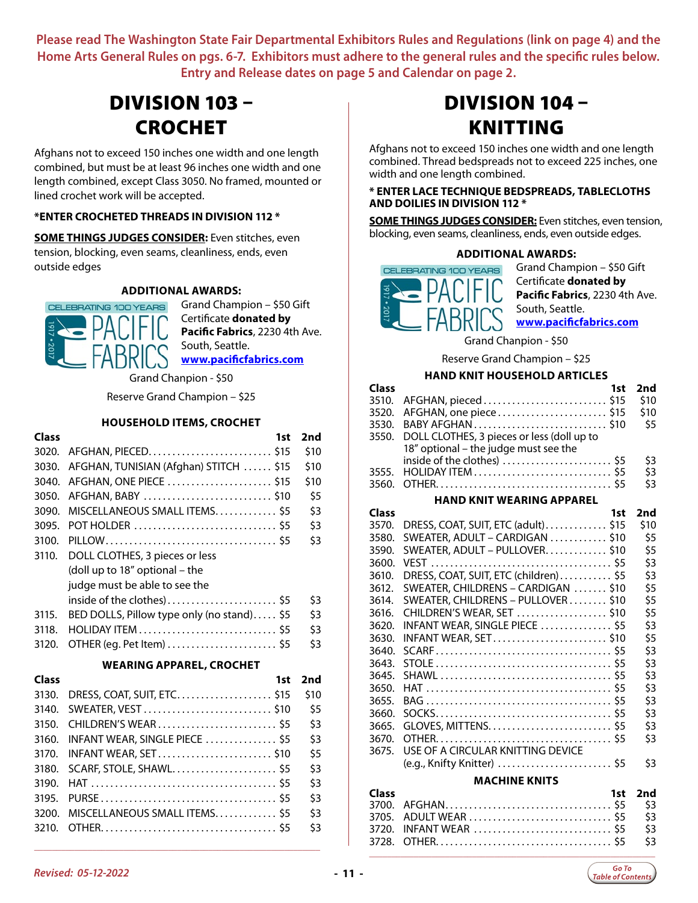**Please read The Washington State Fair Departmental Exhibitors Rules and Regulations (link on page 4) and the Home Arts General Rules on pgs. 6-7. Exhibitors must adhere to the general rules and the specific rules below. Entry and Release dates on page 5 and Calendar on page 2.**

# DIVISION 103 – CROCHET

Afghans not to exceed 150 inches one width and one length combined, but must be at least 96 inches one width and one length combined, except Class 3050. No framed, mounted or lined crochet work will be accepted.

**\*ENTER CROCHETED THREADS IN DIVISION 112 \***

**SOME THINGS JUDGES CONSIDER:** Even stitches, even tension, blocking, even seams, cleanliness, ends, even outside edges

### ADDITIONAL AWARDS:

Grand Champion – $50 Gift Certificate **donated by Pacific Fabrics**, 2230 4th Ave. South, Seattle. **www.pacificfabrics.com**

Grand Chanpion - $50

Reserve Grand Champion – $25

### HOUSEHOLD ITEMS, CROCHET

| Class | | 1st | 2nd |
|---|---|---|---|
| 3020. | AFGHAN, PIECED | $15 | $10 |
| 3030. | AFGHAN, TUNISIAN (Afghan) STITCH | $15 | $10 |
| 3040. | AFGHAN, ONE PIECE | $15 | $10 |
| 3050. | AFGHAN, BABY | $10 | $5 |
| 3090. | MISCELLANEOUS SMALL ITEMS | $5 | $3 |
| 3095. | POT HOLDER | $5 | $3 |
| 3100. | PILLOW | $5 | $3 |
| 3110. | DOLL CLOTHES, 3 pieces or less (doll up to 18" optional – the judge must be able to see the inside of the clothes) | $5 | $3 |
| 3115. | BED DOLLS, Pillow type only (no stand) | $5 | $3 |
| 3118. | HOLIDAY ITEM | $5 | $3 |
| 3120. | OTHER (eg. Pet Item) | $5 | $3 |

### WEARING APPAREL, CROCHET

| Class | | 1st | 2nd |
|---|---|---|---|
| 3130. | DRESS, COAT, SUIT, ETC. | $15 | $10 |
| 3140. | SWEATER, VEST | $10 | $5 |
| 3150. | CHILDREN'S WEAR | $5 | $3 |
| 3160. | INFANT WEAR, SINGLE PIECE | $5 | $3 |
| 3170. | INFANT WEAR, SET | $10 | $5 |
| 3180. | SCARF, STOLE, SHAWL | $5 | $3 |
| 3190. | HAT | $5 | $3 |
| 3195. | PURSE | $5 | $3 |
| 3200. | MISCELLANEOUS SMALL ITEMS | $5 | $3 |
| 3210. | OTHER | $5 | $3 |

# DIVISION 104 – KNITTING

Afghans not to exceed 150 inches one width and one length combined. Thread bedspreads not to exceed 225 inches, one width and one length combined.

**\* ENTER LACE TECHNIQUE BEDSPREADS, TABLECLOTHS AND DOILIES IN DIVISION 112 \***

**SOME THINGS JUDGES CONSIDER:** Even stitches, even tension, blocking, even seams, cleanliness, ends, even outside edges.

### ADDITIONAL AWARDS:

Grand Champion – $50 Gift Certificate **donated by Pacific Fabrics**, 2230 4th Ave. South, Seattle. **www.pacificfabrics.com**

Grand Chanpion - $50

Reserve Grand Champion – $25

### HAND KNIT HOUSEHOLD ARTICLES

| Class | | 1st | 2nd |
|---|---|---|---|
| 3510. | AFGHAN, pieced | $15 | $10 |
| 3520. | AFGHAN, one piece | $15 | $10 |
| 3530. | BABY AFGHAN | $10 | $5 |
| 3550. | DOLL CLOTHES, 3 pieces or less (doll up to 18" optional – the judge must see the inside of the clothes) | $5 | $3 |
| 3555. | HOLIDAY ITEM | $5 | $3 |
| 3560. | OTHER | $5 | $3 |

### HAND KNIT WEARING APPAREL

| Class | | 1st | 2nd |
|---|---|---|---|
| 3570. | DRESS, COAT, SUIT, ETC (adult) | $15 | $10 |
| 3580. | SWEATER, ADULT – CARDIGAN | $10 | $5 |
| 3590. | SWEATER, ADULT – PULLOVER | $10 | $5 |
| 3600. | VEST | $5 | $3 |
| 3610. | DRESS, COAT, SUIT, ETC (children) | $5 | $3 |
| 3612. | SWEATER, CHILDRENS – CARDIGAN | $10 | $5 |
| 3614. | SWEATER, CHILDRENS – PULLOVER | $10 | $5 |
| 3616. | CHILDREN'S WEAR, SET | $10 | $5 |
| 3620. | INFANT WEAR, SINGLE PIECE | $5 | $3 |
| 3630. | INFANT WEAR, SET | $10 | $5 |
| 3640. | SCARF | $5 | $3 |
| 3643. | STOLE | $5 | $3 |
| 3645. | SHAWL | $5 | $3 |
| 3650. | HAT | $5 | $3 |
| 3655. | BAG | $5 | $3 |
| 3660. | SOCKS | $5 | $3 |
| 3665. | GLOVES, MITTENS | $5 | $3 |
| 3670. | OTHER | $5 | $3 |
| 3675. | USE OF A CIRCULAR KNITTING DEVICE (e.g., Knifty Knitter) | $5 | $3 |

### MACHINE KNITS

| Class | | 1st | 2nd |
|---|---|---|---|
| 3700. | AFGHAN | $5 | $3 |
| 3705. | ADULT WEAR | $5 | $3 |
| 3720. | INFANT WEAR | $5 | $3 |
| 3728. | OTHER | $5 | $3 |

*Revised: 05-12-2022*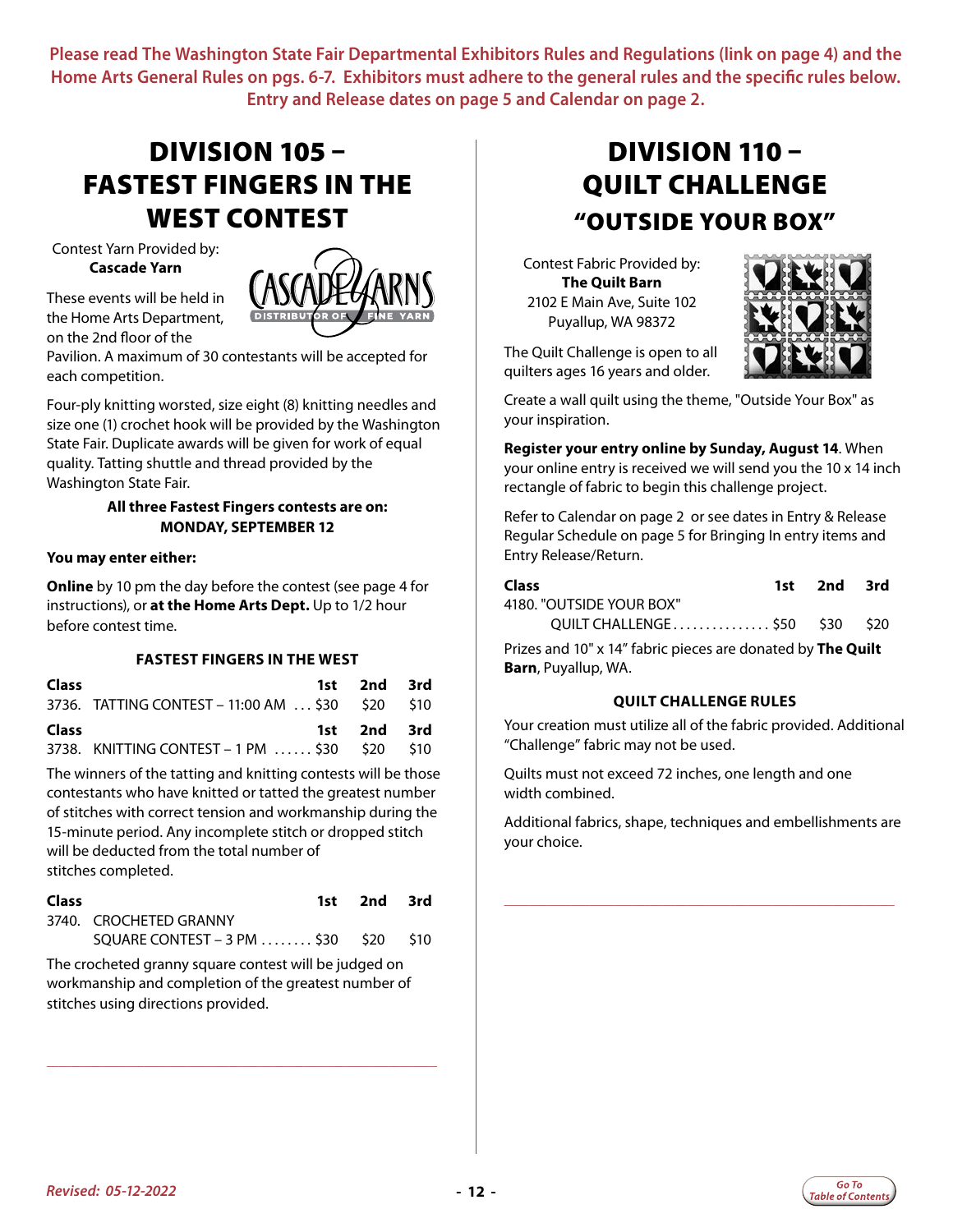**Please read The Washington State Fair Departmental Exhibitors Rules and Regulations (link on page 4) and the Home Arts General Rules on pgs. 6-7. Exhibitors must adhere to the general rules and the specific rules below. Entry and Release dates on page 5 and Calendar on page 2.**

# DIVISION 105 – FASTEST FINGERS IN THE WEST CONTEST

Contest Yarn Provided by:
**Cascade Yarn**

These events will be held in the Home Arts Department, on the 2nd floor of the Pavilion. A maximum of 30 contestants will be accepted for each competition.

Four-ply knitting worsted, size eight (8) knitting needles and size one (1) crochet hook will be provided by the Washington State Fair. Duplicate awards will be given for work of equal quality. Tatting shuttle and thread provided by the Washington State Fair.

**All three Fastest Fingers contests are on: MONDAY, SEPTEMBER 12**

**You may enter either:**

**Online** by 10 pm the day before the contest (see page 4 for instructions), or **at the Home Arts Dept.** Up to 1/2 hour before contest time.

### FASTEST FINGERS IN THE WEST

| Class | 1st | 2nd | 3rd |
|---|---|---|---|
| 3736. TATTING CONTEST – 11:00 AM | $30 | $20 | $10 |
| 3738. KNITTING CONTEST – 1 PM | $30 | $20 | $10 |

The winners of the tatting and knitting contests will be those contestants who have knitted or tatted the greatest number of stitches with correct tension and workmanship during the 15-minute period. Any incomplete stitch or dropped stitch will be deducted from the total number of stitches completed.

| Class | 1st | 2nd | 3rd |
|---|---|---|---|
| 3740. CROCHETED GRANNY SQUARE CONTEST – 3 PM | $30 | $20 | $10 |

The crocheted granny square contest will be judged on workmanship and completion of the greatest number of stitches using directions provided.

# DIVISION 110 – QUILT CHALLENGE "OUTSIDE YOUR BOX"

Contest Fabric Provided by:
**The Quilt Barn**
2102 E Main Ave, Suite 102
Puyallup, WA 98372

The Quilt Challenge is open to all quilters ages 16 years and older.

Create a wall quilt using the theme, "Outside Your Box" as your inspiration.

**Register your entry online by Sunday, August 14**. When your online entry is received we will send you the 10 x 14 inch rectangle of fabric to begin this challenge project.

Refer to Calendar on page 2 or see dates in Entry & Release Regular Schedule on page 5 for Bringing In entry items and Entry Release/Return.

| Class | 1st | 2nd | 3rd |
|---|---|---|---|
| 4180. "OUTSIDE YOUR BOX" QUILT CHALLENGE | $50 | $30 | $20 |

Prizes and 10" x 14" fabric pieces are donated by **The Quilt Barn**, Puyallup, WA.

### QUILT CHALLENGE RULES

Your creation must utilize all of the fabric provided. Additional "Challenge" fabric may not be used.

Quilts must not exceed 72 inches, one length and one width combined.

Additional fabrics, shape, techniques and embellishments are your choice.

*Revised: 05-12-2022*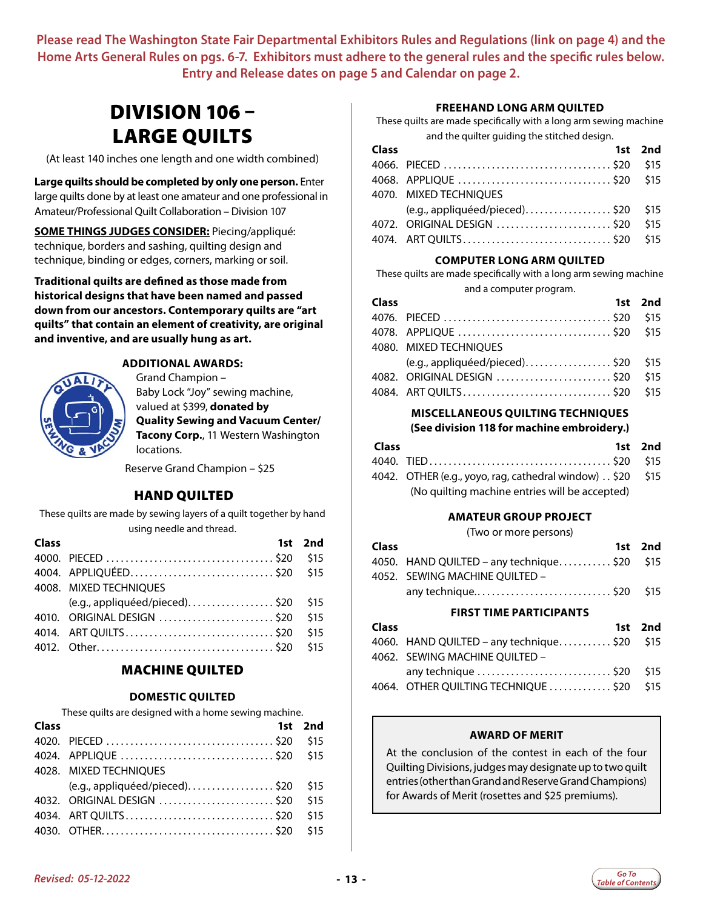**Please read The Washington State Fair Departmental Exhibitors Rules and Regulations (link on page 4) and the Home Arts General Rules on pgs. 6-7. Exhibitors must adhere to the general rules and the specific rules below. Entry and Release dates on page 5 and Calendar on page 2.**

# DIVISION 106 – LARGE QUILTS

(At least 140 inches one length and one width combined)

**Large quilts should be completed by only one person.** Enter large quilts done by at least one amateur and one professional in Amateur/Professional Quilt Collaboration – Division 107

**SOME THINGS JUDGES CONSIDER:** Piecing/appliqué: technique, borders and sashing, quilting design and technique, binding or edges, corners, marking or soil.

**Traditional quilts are defined as those made from historical designs that have been named and passed down from our ancestors. Contemporary quilts are "art quilts" that contain an element of creativity, are original and inventive, and are usually hung as art.**

**ADDITIONAL AWARDS:**

Grand Champion – Baby Lock "Joy" sewing machine, valued at $399, **donated by Quality Sewing and Vacuum Center/ Tacony Corp.**, 11 Western Washington locations.

Reserve Grand Champion – $25

## HAND QUILTED

These quilts are made by sewing layers of a quilt together by hand using needle and thread.

| Class | | 1st | 2nd |
|---|---|---|---|
| 4000. | PIECED | $20 | $15 |
| 4004. | APPLIQUÉED | $20 | $15 |
| 4008. | MIXED TECHNIQUES (e.g., appliquéed/pieced) | $20 | $15 |
| 4010. | ORIGINAL DESIGN | $20 | $15 |
| 4014. | ART QUILTS | $20 | $15 |
| 4012. | Other | $20 | $15 |

## MACHINE QUILTED

### DOMESTIC QUILTED

These quilts are designed with a home sewing machine.

| Class | | 1st | 2nd |
|---|---|---|---|
| 4020. | PIECED | $20 | $15 |
| 4024. | APPLIQUE | $20 | $15 |
| 4028. | MIXED TECHNIQUES (e.g., appliquéed/pieced) | $20 | $15 |
| 4032. | ORIGINAL DESIGN | $20 | $15 |
| 4034. | ART QUILTS | $20 | $15 |
| 4030. | OTHER | $20 | $15 |

### FREEHAND LONG ARM QUILTED

These quilts are made specifically with a long arm sewing machine and the quilter guiding the stitched design.

| Class | | 1st | 2nd |
|---|---|---|---|
| 4066. | PIECED | $20 | $15 |
| 4068. | APPLIQUE | $20 | $15 |
| 4070. | MIXED TECHNIQUES (e.g., appliquéed/pieced) | $20 | $15 |
| 4072. | ORIGINAL DESIGN | $20 | $15 |
| 4074. | ART QUILTS | $20 | $15 |

### COMPUTER LONG ARM QUILTED

These quilts are made specifically with a long arm sewing machine and a computer program.

| Class | | 1st | 2nd |
|---|---|---|---|
| 4076. | PIECED | $20 | $15 |
| 4078. | APPLIQUE | $20 | $15 |
| 4080. | MIXED TECHNIQUES (e.g., appliquéed/pieced) | $20 | $15 |
| 4082. | ORIGINAL DESIGN | $20 | $15 |
| 4084. | ART QUILTS | $20 | $15 |

### MISCELLANEOUS QUILTING TECHNIQUES (See division 118 for machine embroidery.)

| Class | | 1st | 2nd |
|---|---|---|---|
| 4040. | TIED | $20 | $15 |
| 4042. | OTHER (e.g., yoyo, rag, cathedral window) (No quilting machine entries will be accepted) | $20 | $15 |

### AMATEUR GROUP PROJECT

(Two or more persons)

| Class | | 1st | 2nd |
|---|---|---|---|
| 4050. | HAND QUILTED – any technique | $20 | $15 |
| 4052. | SEWING MACHINE QUILTED – any technique | $20 | $15 |

### FIRST TIME PARTICIPANTS

| Class | | 1st | 2nd |
|---|---|---|---|
| 4060. | HAND QUILTED – any technique | $20 | $15 |
| 4062. | SEWING MACHINE QUILTED – any technique | $20 | $15 |
| 4064. | OTHER QUILTING TECHNIQUE | $20 | $15 |

### AWARD OF MERIT

At the conclusion of the contest in each of the four Quilting Divisions, judges may designate up to two quilt entries (other than Grand and Reserve Grand Champions) for Awards of Merit (rosettes and $25 premiums).

*Revised: 05-12-2022*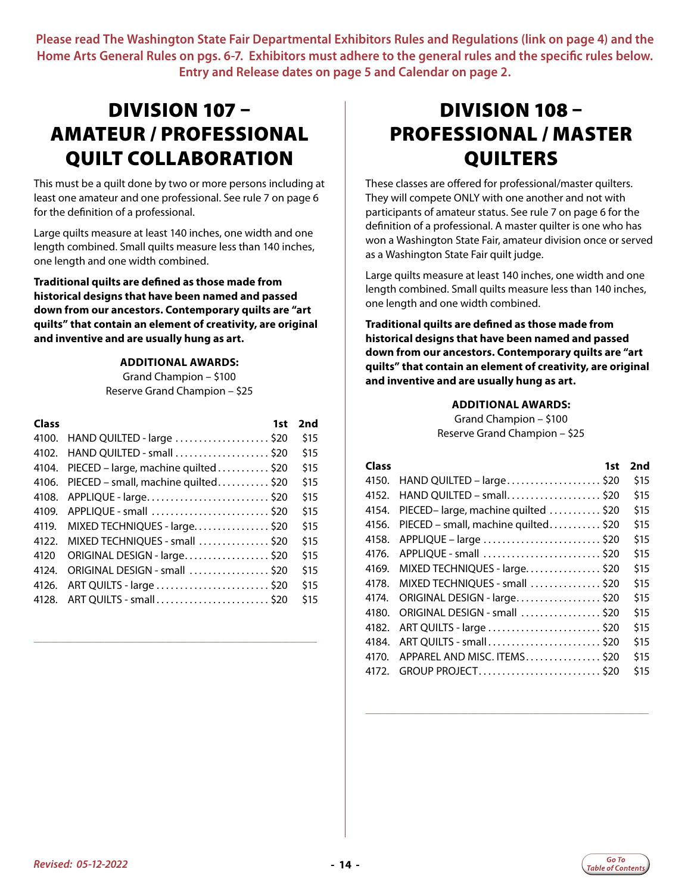**Please read The Washington State Fair Departmental Exhibitors Rules and Regulations (link on page 4) and the Home Arts General Rules on pgs. 6-7. Exhibitors must adhere to the general rules and the specific rules below. Entry and Release dates on page 5 and Calendar on page 2.**

# DIVISION 107 – AMATEUR / PROFESSIONAL QUILT COLLABORATION

This must be a quilt done by two or more persons including at least one amateur and one professional. See rule 7 on page 6 for the definition of a professional.

Large quilts measure at least 140 inches, one width and one length combined. Small quilts measure less than 140 inches, one length and one width combined.

**Traditional quilts are defined as those made from historical designs that have been named and passed down from our ancestors. Contemporary quilts are "art quilts" that contain an element of creativity, are original and inventive and are usually hung as art.**

**ADDITIONAL AWARDS:**
Grand Champion – $100
Reserve Grand Champion – $25

| Class | | 1st | 2nd |
|---|---|---|---|
| 4100. | HAND QUILTED - large | $20 | $15 |
| 4102. | HAND QUILTED - small | $20 | $15 |
| 4104. | PIECED – large, machine quilted | $20 | $15 |
| 4106. | PIECED – small, machine quilted | $20 | $15 |
| 4108. | APPLIQUE - large | $20 | $15 |
| 4109. | APPLIQUE - small | $20 | $15 |
| 4119. | MIXED TECHNIQUES - large | $20 | $15 |
| 4122. | MIXED TECHNIQUES - small | $20 | $15 |
| 4120 | ORIGINAL DESIGN - large | $20 | $15 |
| 4124. | ORIGINAL DESIGN - small | $20 | $15 |
| 4126. | ART QUILTS - large | $20 | $15 |
| 4128. | ART QUILTS - small | $20 | $15 |

# DIVISION 108 – PROFESSIONAL / MASTER QUILTERS

These classes are offered for professional/master quilters. They will compete ONLY with one another and not with participants of amateur status. See rule 7 on page 6 for the definition of a professional. A master quilter is one who has won a Washington State Fair, amateur division once or served as a Washington State Fair quilt judge.

Large quilts measure at least 140 inches, one width and one length combined. Small quilts measure less than 140 inches, one length and one width combined.

**Traditional quilts are defined as those made from historical designs that have been named and passed down from our ancestors. Contemporary quilts are "art quilts" that contain an element of creativity, are original and inventive and are usually hung as art.**

**ADDITIONAL AWARDS:**
Grand Champion – $100
Reserve Grand Champion – $25

| Class | | 1st | 2nd |
|---|---|---|---|
| 4150. | HAND QUILTED – large | $20 | $15 |
| 4152. | HAND QUILTED – small | $20 | $15 |
| 4154. | PIECED– large, machine quilted | $20 | $15 |
| 4156. | PIECED – small, machine quilted | $20 | $15 |
| 4158. | APPLIQUE – large | $20 | $15 |
| 4176. | APPLIQUE - small | $20 | $15 |
| 4169. | MIXED TECHNIQUES - large | $20 | $15 |
| 4178. | MIXED TECHNIQUES - small | $20 | $15 |
| 4174. | ORIGINAL DESIGN - large | $20 | $15 |
| 4180. | ORIGINAL DESIGN - small | $20 | $15 |
| 4182. | ART QUILTS - large | $20 | $15 |
| 4184. | ART QUILTS - small | $20 | $15 |
| 4170. | APPAREL AND MISC. ITEMS | $20 | $15 |
| 4172. | GROUP PROJECT | $20 | $15 |

*Revised: 05-12-2022*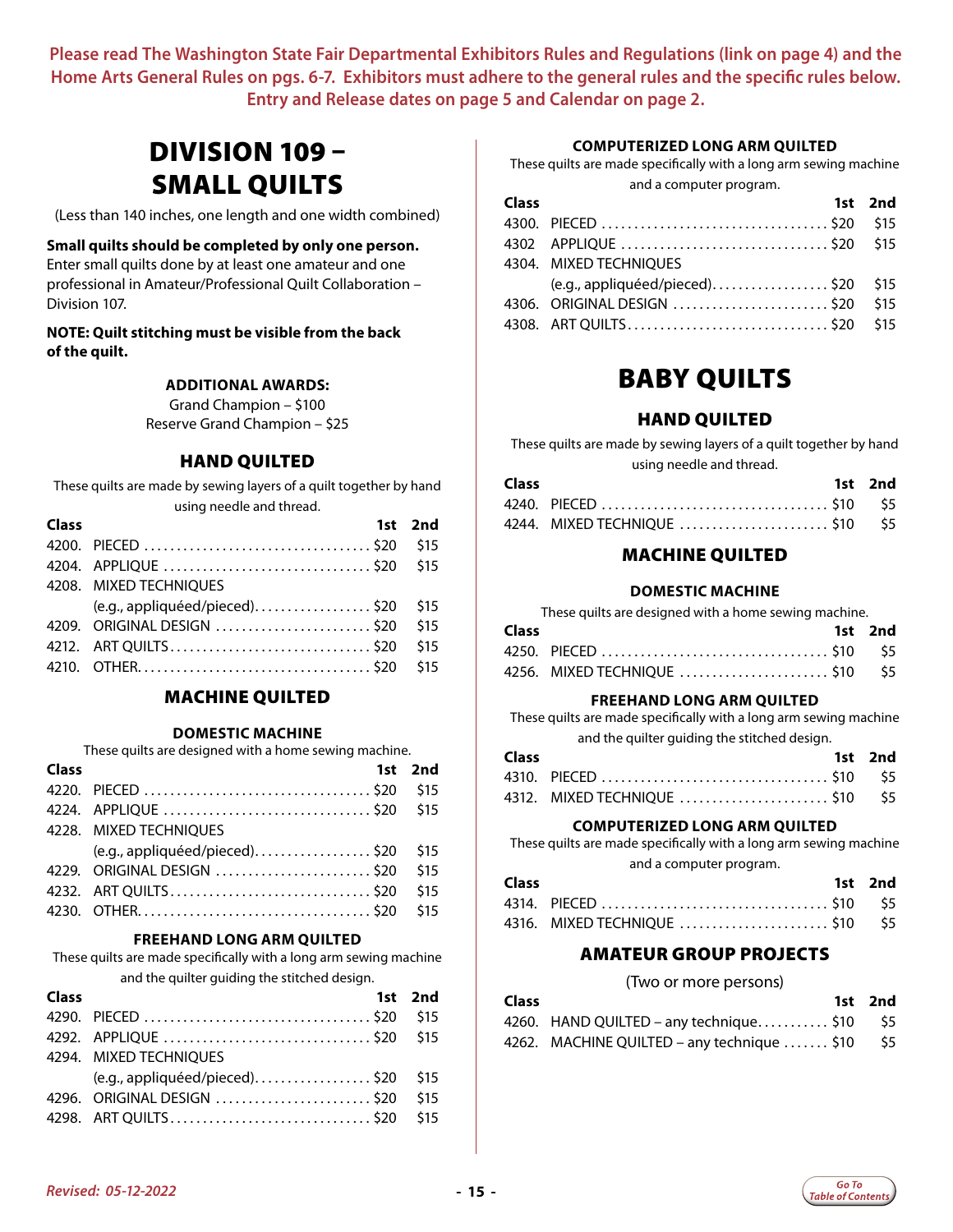**Please read The Washington State Fair Departmental Exhibitors Rules and Regulations (link on page 4) and the Home Arts General Rules on pgs. 6-7. Exhibitors must adhere to the general rules and the specific rules below. Entry and Release dates on page 5 and Calendar on page 2.**

# DIVISION 109 – SMALL QUILTS

(Less than 140 inches, one length and one width combined)

**Small quilts should be completed by only one person.** Enter small quilts done by at least one amateur and one professional in Amateur/Professional Quilt Collaboration – Division 107.

**NOTE: Quilt stitching must be visible from the back of the quilt.**

**ADDITIONAL AWARDS:**
Grand Champion – $100
Reserve Grand Champion – $25

## HAND QUILTED

These quilts are made by sewing layers of a quilt together by hand using needle and thread.

| Class | | 1st | 2nd |
|---|---|---|---|
| 4200. | PIECED | $20 | $15 |
| 4204. | APPLIQUE | $20 | $15 |
| 4208. | MIXED TECHNIQUES (e.g., appliquéed/pieced) | $20 | $15 |
| 4209. | ORIGINAL DESIGN | $20 | $15 |
| 4212. | ART QUILTS | $20 | $15 |
| 4210. | OTHER | $20 | $15 |

## MACHINE QUILTED

### DOMESTIC MACHINE

These quilts are designed with a home sewing machine.

| Class | | 1st | 2nd |
|---|---|---|---|
| 4220. | PIECED | $20 | $15 |
| 4224. | APPLIQUE | $20 | $15 |
| 4228. | MIXED TECHNIQUES (e.g., appliquéed/pieced) | $20 | $15 |
| 4229. | ORIGINAL DESIGN | $20 | $15 |
| 4232. | ART QUILTS | $20 | $15 |
| 4230. | OTHER | $20 | $15 |

### FREEHAND LONG ARM QUILTED

These quilts are made specifically with a long arm sewing machine and the quilter guiding the stitched design.

| Class | | 1st | 2nd |
|---|---|---|---|
| 4290. | PIECED | $20 | $15 |
| 4292. | APPLIQUE | $20 | $15 |
| 4294. | MIXED TECHNIQUES (e.g., appliquéed/pieced) | $20 | $15 |
| 4296. | ORIGINAL DESIGN | $20 | $15 |
| 4298. | ART QUILTS | $20 | $15 |

### COMPUTERIZED LONG ARM QUILTED

These quilts are made specifically with a long arm sewing machine and a computer program.

| Class | | 1st | 2nd |
|---|---|---|---|
| 4300. | PIECED | $20 | $15 |
| 4302 | APPLIQUE | $20 | $15 |
| 4304. | MIXED TECHNIQUES (e.g., appliquéed/pieced) | $20 | $15 |
| 4306. | ORIGINAL DESIGN | $20 | $15 |
| 4308. | ART QUILTS | $20 | $15 |

# BABY QUILTS

## HAND QUILTED

These quilts are made by sewing layers of a quilt together by hand using needle and thread.

| Class | | 1st | 2nd |
|---|---|---|---|
| 4240. | PIECED | $10 | $5 |
| 4244. | MIXED TECHNIQUE | $10 | $5 |

## MACHINE QUILTED

### DOMESTIC MACHINE

These quilts are designed with a home sewing machine.

| Class | | 1st | 2nd |
|---|---|---|---|
| 4250. | PIECED | $10 | $5 |
| 4256. | MIXED TECHNIQUE | $10 | $5 |

### FREEHAND LONG ARM QUILTED

These quilts are made specifically with a long arm sewing machine and the quilter guiding the stitched design.

| Class | | 1st | 2nd |
|---|---|---|---|
| 4310. | PIECED | $10 | $5 |
| 4312. | MIXED TECHNIQUE | $10 | $5 |

### COMPUTERIZED LONG ARM QUILTED

These quilts are made specifically with a long arm sewing machine and a computer program.

| Class | | 1st | 2nd |
|---|---|---|---|
| 4314. | PIECED | $10 | $5 |
| 4316. | MIXED TECHNIQUE | $10 | $5 |

## AMATEUR GROUP PROJECTS

(Two or more persons)

| Class | | 1st | 2nd |
|---|---|---|---|
| 4260. | HAND QUILTED – any technique | $10 | $5 |
| 4262. | MACHINE QUILTED – any technique | $10 | $5 |

*Revised: 05-12-2022*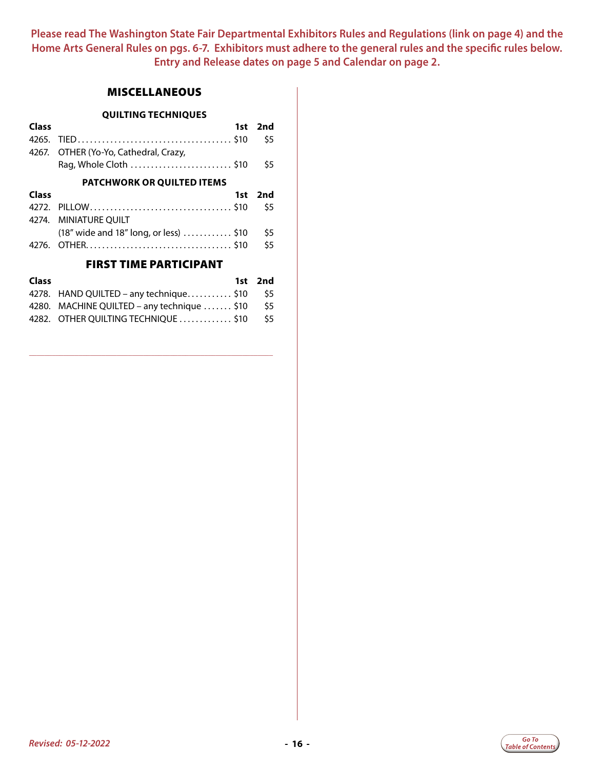**Please read The Washington State Fair Departmental Exhibitors Rules and Regulations (link on page 4) and the Home Arts General Rules on pgs. 6-7. Exhibitors must adhere to the general rules and the specific rules below. Entry and Release dates on page 5 and Calendar on page 2.**

## MISCELLANEOUS

### QUILTING TECHNIQUES

| Class | | 1st | 2nd |
|---|---|---|---|
| 4265. | TIED | $10 | $5 |
| 4267. | OTHER (Yo-Yo, Cathedral, Crazy, Rag, Whole Cloth | $10 | $5 |

### PATCHWORK OR QUILTED ITEMS

| Class | | 1st | 2nd |
|---|---|---|---|
| 4272. | PILLOW | $10 | $5 |
| 4274. | MINIATURE QUILT (18" wide and 18" long, or less) | $10 | $5 |
| 4276. | OTHER | $10 | $5 |

## FIRST TIME PARTICIPANT

| Class | | 1st | 2nd |
|---|---|---|---|
| 4278. | HAND QUILTED – any technique | $10 | $5 |
| 4280. | MACHINE QUILTED – any technique | $10 | $5 |
| 4282. | OTHER QUILTING TECHNIQUE | $10 | $5 |

*Revised: 05-12-2022*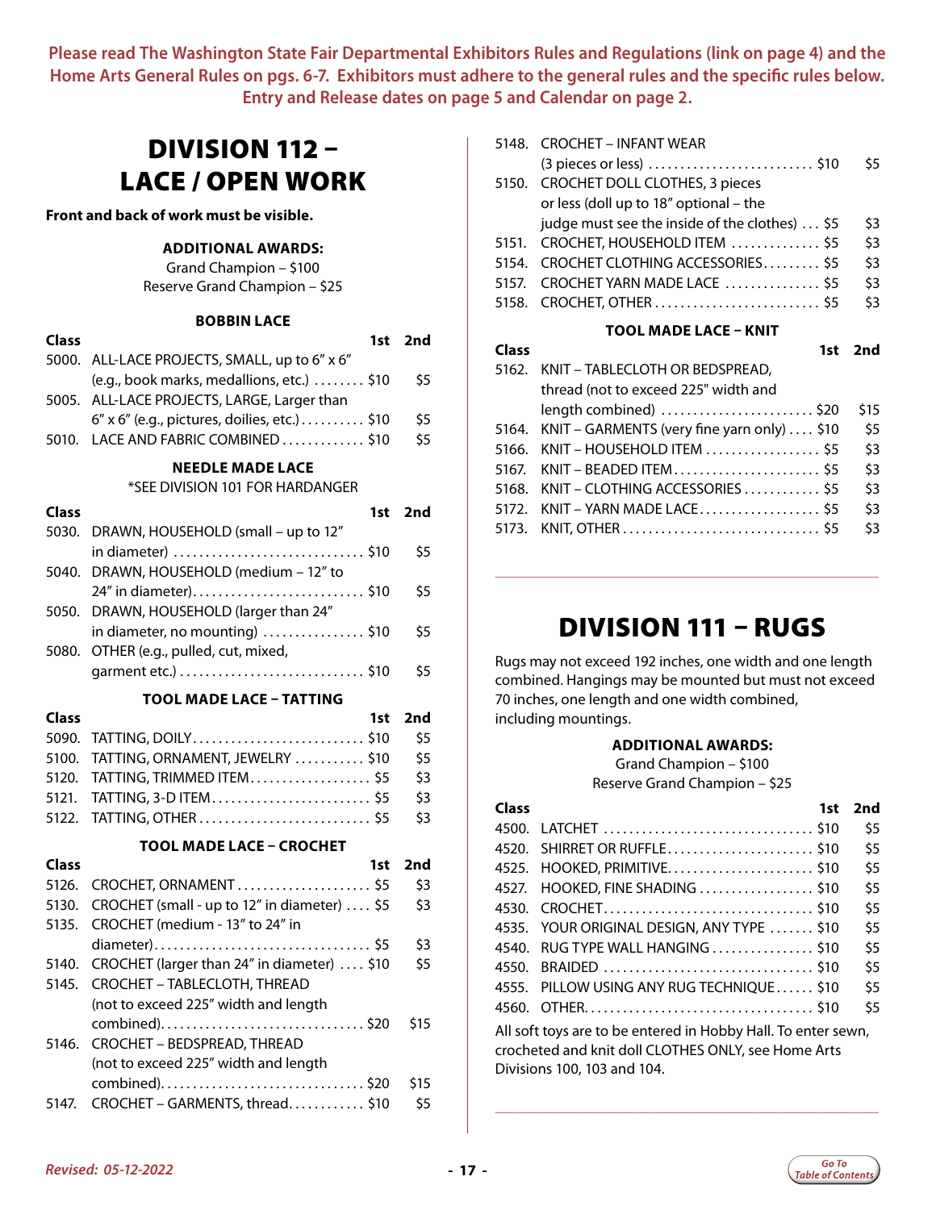**Please read The Washington State Fair Departmental Exhibitors Rules and Regulations (link on page 4) and the Home Arts General Rules on pgs. 6-7. Exhibitors must adhere to the general rules and the specific rules below. Entry and Release dates on page 5 and Calendar on page 2.**

# DIVISION 112 – LACE / OPEN WORK

**Front and back of work must be visible.**

**ADDITIONAL AWARDS:**
Grand Champion – $100
Reserve Grand Champion – $25

### BOBBIN LACE

| Class | | 1st | 2nd |
|---|---|---|---|
| 5000. | ALL-LACE PROJECTS, SMALL, up to 6" x 6" (e.g., book marks, medallions, etc.) | $10 | $5 |
| 5005. | ALL-LACE PROJECTS, LARGE, Larger than 6" x 6" (e.g., pictures, doilies, etc.) | $10 | $5 |
| 5010. | LACE AND FABRIC COMBINED | $10 | $5 |

### NEEDLE MADE LACE

*SEE DIVISION 101 FOR HARDANGER

| Class | | 1st | 2nd |
|---|---|---|---|
| 5030. | DRAWN, HOUSEHOLD (small – up to 12" in diameter) | $10 | $5 |
| 5040. | DRAWN, HOUSEHOLD (medium – 12" to 24" in diameter) | $10 | $5 |
| 5050. | DRAWN, HOUSEHOLD (larger than 24" in diameter, no mounting) | $10 | $5 |
| 5080. | OTHER (e.g., pulled, cut, mixed, garment etc.) | $10 | $5 |

### TOOL MADE LACE – TATTING

| Class | | 1st | 2nd |
|---|---|---|---|
| 5090. | TATTING, DOILY | $10 | $5 |
| 5100. | TATTING, ORNAMENT, JEWELRY | $10 | $5 |
| 5120. | TATTING, TRIMMED ITEM | $5 | $3 |
| 5121. | TATTING, 3-D ITEM | $5 | $3 |
| 5122. | TATTING, OTHER | $5 | $3 |

### TOOL MADE LACE – CROCHET

| Class | | 1st | 2nd |
|---|---|---|---|
| 5126. | CROCHET, ORNAMENT | $5 | $3 |
| 5130. | CROCHET (small - up to 12" in diameter) | $5 | $3 |
| 5135. | CROCHET (medium - 13" to 24" in diameter) | $5 | $3 |
| 5140. | CROCHET (larger than 24" in diameter) | $10 | $5 |
| 5145. | CROCHET – TABLECLOTH, THREAD (not to exceed 225" width and length combined) | $20 | $15 |
| 5146. | CROCHET – BEDSPREAD, THREAD (not to exceed 225" width and length combined) | $20 | $15 |
| 5147. | CROCHET – GARMENTS, thread | $10 | $5 |
| 5148. | CROCHET – INFANT WEAR (3 pieces or less) | $10 | $5 |
| 5150. | CROCHET DOLL CLOTHES, 3 pieces or less (doll up to 18" optional – the judge must see the inside of the clothes) | $5 | $3 |
| 5151. | CROCHET, HOUSEHOLD ITEM | $5 | $3 |
| 5154. | CROCHET CLOTHING ACCESSORIES | $5 | $3 |
| 5157. | CROCHET YARN MADE LACE | $5 | $3 |
| 5158. | CROCHET, OTHER | $5 | $3 |

### TOOL MADE LACE – KNIT

| Class | | 1st | 2nd |
|---|---|---|---|
| 5162. | KNIT – TABLECLOTH OR BEDSPREAD, thread (not to exceed 225" width and length combined) | $20 | $15 |
| 5164. | KNIT – GARMENTS (very fine yarn only) | $10 | $5 |
| 5166. | KNIT – HOUSEHOLD ITEM | $5 | $3 |
| 5167. | KNIT – BEADED ITEM | $5 | $3 |
| 5168. | KNIT – CLOTHING ACCESSORIES | $5 | $3 |
| 5172. | KNIT – YARN MADE LACE | $5 | $3 |
| 5173. | KNIT, OTHER | $5 | $3 |

# DIVISION 111 – RUGS

Rugs may not exceed 192 inches, one width and one length combined. Hangings may be mounted but must not exceed 70 inches, one length and one width combined, including mountings.

**ADDITIONAL AWARDS:**
Grand Champion – $100
Reserve Grand Champion – $25

| Class | | 1st | 2nd |
|---|---|---|---|
| 4500. | LATCHET | $10 | $5 |
| 4520. | SHIRRET OR RUFFLE | $10 | $5 |
| 4525. | HOOKED, PRIMITIVE | $10 | $5 |
| 4527. | HOOKED, FINE SHADING | $10 | $5 |
| 4530. | CROCHET | $10 | $5 |
| 4535. | YOUR ORIGINAL DESIGN, ANY TYPE | $10 | $5 |
| 4540. | RUG TYPE WALL HANGING | $10 | $5 |
| 4550. | BRAIDED | $10 | $5 |
| 4555. | PILLOW USING ANY RUG TECHNIQUE | $10 | $5 |
| 4560. | OTHER | $10 | $5 |

All soft toys are to be entered in Hobby Hall. To enter sewn, crocheted and knit doll CLOTHES ONLY, see Home Arts Divisions 100, 103 and 104.

*Revised: 05-12-2022*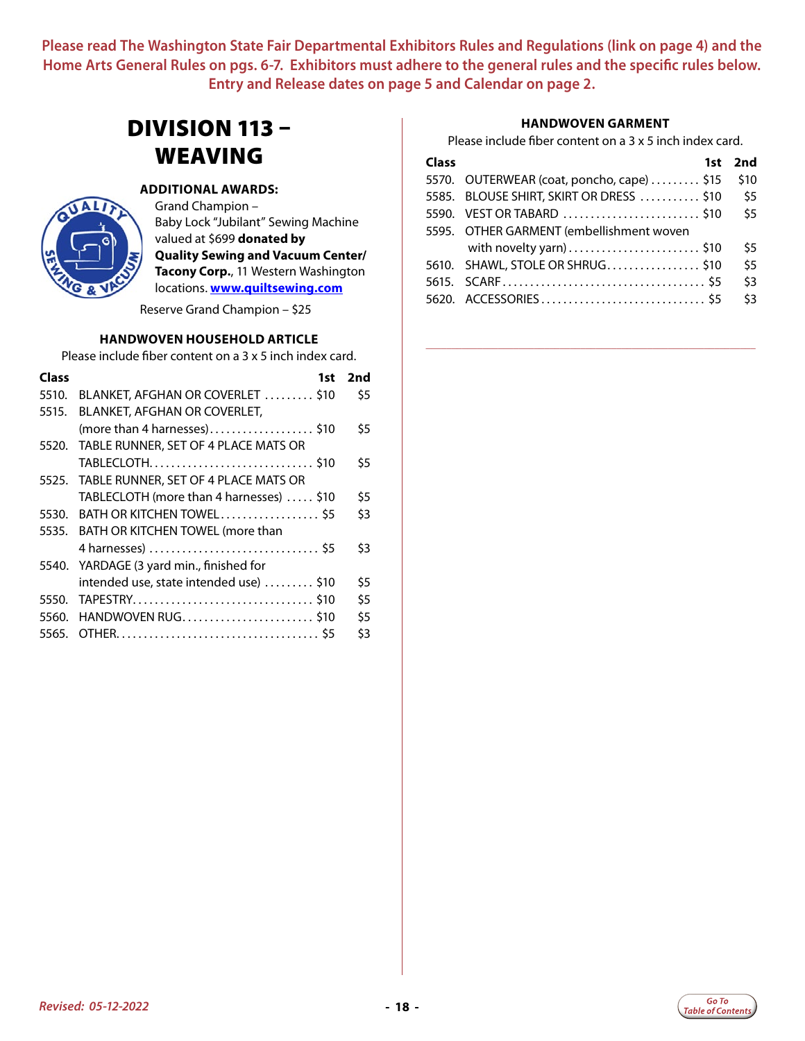**Please read The Washington State Fair Departmental Exhibitors Rules and Regulations (link on page 4) and the Home Arts General Rules on pgs. 6-7. Exhibitors must adhere to the general rules and the specific rules below. Entry and Release dates on page 5 and Calendar on page 2.**

# DIVISION 113 – WEAVING

**ADDITIONAL AWARDS:**

Grand Champion – Baby Lock "Jubilant" Sewing Machine valued at $699 **donated by Quality Sewing and Vacuum Center/ Tacony Corp.**, 11 Western Washington locations. **www.quiltsewing.com**

Reserve Grand Champion – $25

### HANDWOVEN HOUSEHOLD ARTICLE

Please include fiber content on a 3 x 5 inch index card.

| Class | | 1st | 2nd |
|---|---|---|---|
| 5510. | BLANKET, AFGHAN OR COVERLET | $10 | $5 |
| 5515. | BLANKET, AFGHAN OR COVERLET, (more than 4 harnesses) | $10 | $5 |
| 5520. | TABLE RUNNER, SET OF 4 PLACE MATS OR TABLECLOTH | $10 | $5 |
| 5525. | TABLE RUNNER, SET OF 4 PLACE MATS OR TABLECLOTH (more than 4 harnesses) | $10 | $5 |
| 5530. | BATH OR KITCHEN TOWEL | $5 | $3 |
| 5535. | BATH OR KITCHEN TOWEL (more than 4 harnesses) | $5 | $3 |
| 5540. | YARDAGE (3 yard min., finished for intended use, state intended use) | $10 | $5 |
| 5550. | TAPESTRY | $10 | $5 |
| 5560. | HANDWOVEN RUG | $10 | $5 |
| 5565. | OTHER | $5 | $3 |

### HANDWOVEN GARMENT

Please include fiber content on a 3 x 5 inch index card.

| Class | | 1st | 2nd |
|---|---|---|---|
| 5570. | OUTERWEAR (coat, poncho, cape) | $15 | $10 |
| 5585. | BLOUSE SHIRT, SKIRT OR DRESS | $10 | $5 |
| 5590. | VEST OR TABARD | $10 | $5 |
| 5595. | OTHER GARMENT (embellishment woven with novelty yarn) | $10 | $5 |
| 5610. | SHAWL, STOLE OR SHRUG | $10 | $5 |
| 5615. | SCARF | $5 | $3 |
| 5620. | ACCESSORIES | $5 | $3 |

*Revised: 05-12-2022*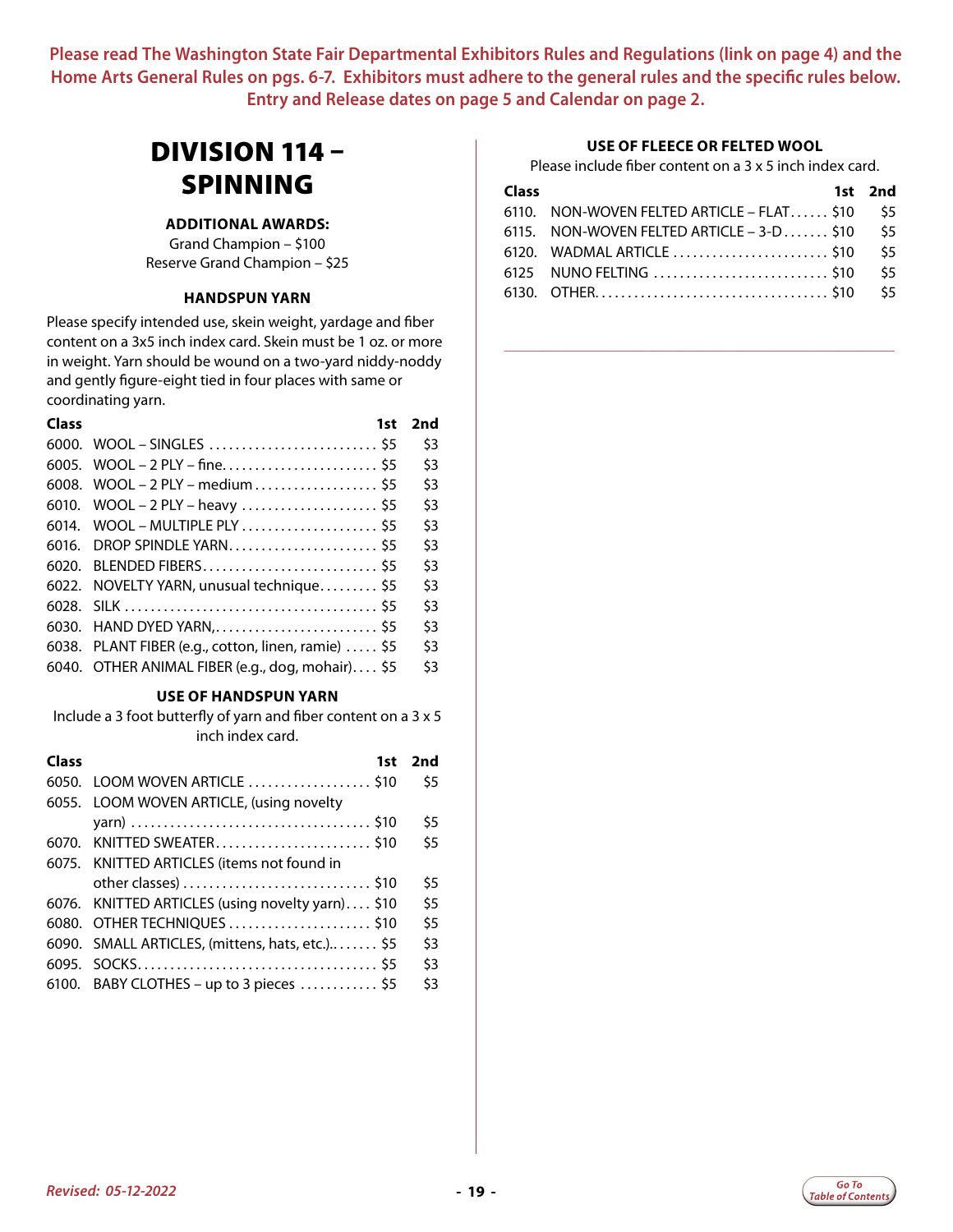**Please read The Washington State Fair Departmental Exhibitors Rules and Regulations (link on page 4) and the Home Arts General Rules on pgs. 6-7. Exhibitors must adhere to the general rules and the specific rules below. Entry and Release dates on page 5 and Calendar on page 2.**

# DIVISION 114 – SPINNING

**ADDITIONAL AWARDS:**

Grand Champion – $100
Reserve Grand Champion – $25

### HANDSPUN YARN

Please specify intended use, skein weight, yardage and fiber content on a 3x5 inch index card. Skein must be 1 oz. or more in weight. Yarn should be wound on a two-yard niddy-noddy and gently figure-eight tied in four places with same or coordinating yarn.

| Class | | 1st | 2nd |
|---|---|---|---|
| 6000. | WOOL – SINGLES | $5 | $3 |
| 6005. | WOOL – 2 PLY – fine | $5 | $3 |
| 6008. | WOOL – 2 PLY – medium | $5 | $3 |
| 6010. | WOOL – 2 PLY – heavy | $5 | $3 |
| 6014. | WOOL – MULTIPLE PLY | $5 | $3 |
| 6016. | DROP SPINDLE YARN | $5 | $3 |
| 6020. | BLENDED FIBERS | $5 | $3 |
| 6022. | NOVELTY YARN, unusual technique | $5 | $3 |
| 6028. | SILK | $5 | $3 |
| 6030. | HAND DYED YARN, | $5 | $3 |
| 6038. | PLANT FIBER (e.g., cotton, linen, ramie) | $5 | $3 |
| 6040. | OTHER ANIMAL FIBER (e.g., dog, mohair) | $5 | $3 |

### USE OF HANDSPUN YARN

Include a 3 foot butterfly of yarn and fiber content on a 3 x 5 inch index card.

| Class | | 1st | 2nd |
|---|---|---|---|
| 6050. | LOOM WOVEN ARTICLE | $10 | $5 |
| 6055. | LOOM WOVEN ARTICLE, (using novelty yarn) | $10 | $5 |
| 6070. | KNITTED SWEATER | $10 | $5 |
| 6075. | KNITTED ARTICLES (items not found in other classes) | $10 | $5 |
| 6076. | KNITTED ARTICLES (using novelty yarn) | $10 | $5 |
| 6080. | OTHER TECHNIQUES | $10 | $5 |
| 6090. | SMALL ARTICLES, (mittens, hats, etc.). | $5 | $3 |
| 6095. | SOCKS | $5 | $3 |
| 6100. | BABY CLOTHES – up to 3 pieces | $5 | $3 |

### USE OF FLEECE OR FELTED WOOL

Please include fiber content on a 3 x 5 inch index card.

| Class | | 1st | 2nd |
|---|---|---|---|
| 6110. | NON-WOVEN FELTED ARTICLE – FLAT | $10 | $5 |
| 6115. | NON-WOVEN FELTED ARTICLE – 3-D | $10 | $5 |
| 6120. | WADMAL ARTICLE | $10 | $5 |
| 6125 | NUNO FELTING | $10 | $5 |
| 6130. | OTHER | $10 | $5 |

*Revised: 05-12-2022*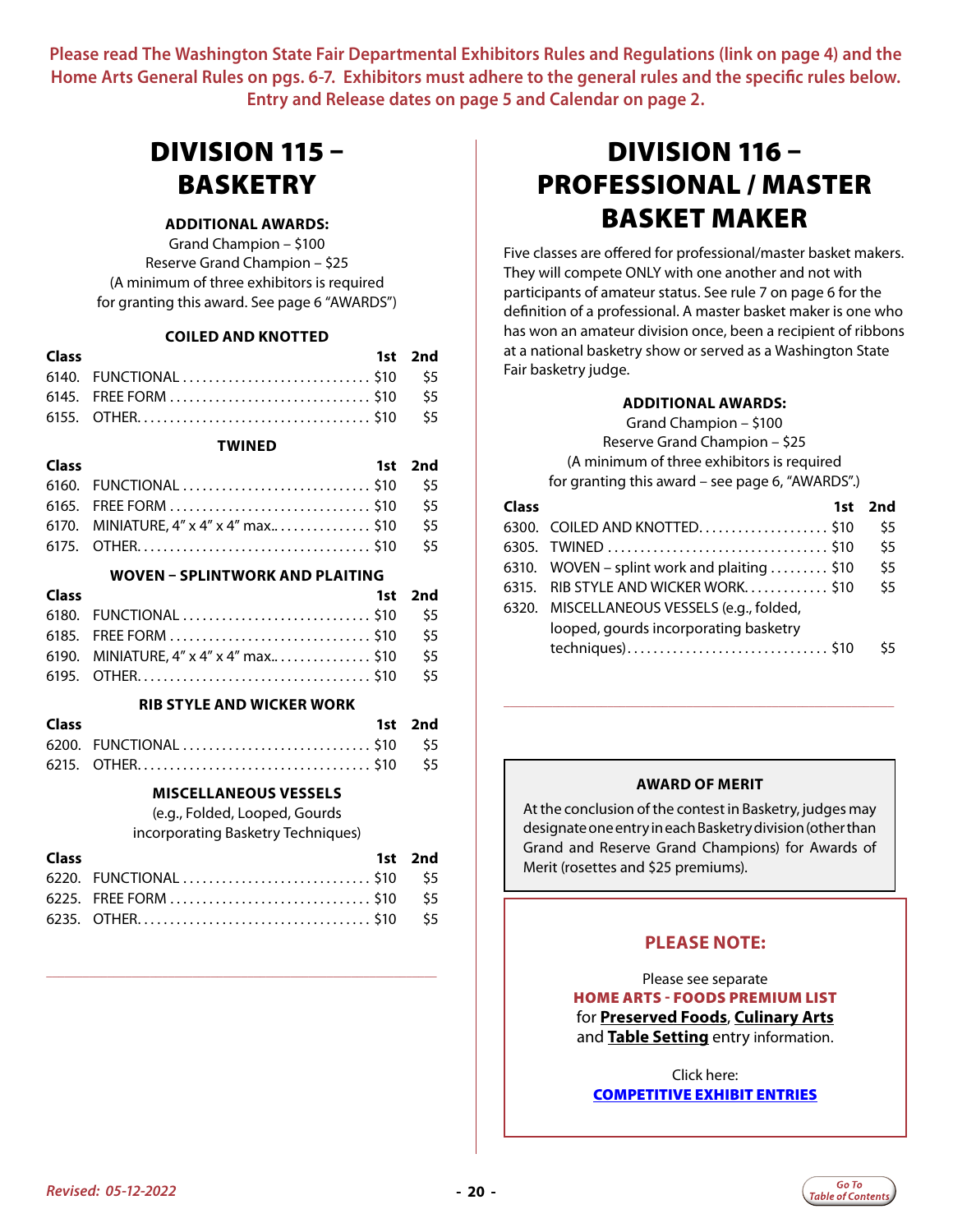**Please read The Washington State Fair Departmental Exhibitors Rules and Regulations (link on page 4) and the Home Arts General Rules on pgs. 6-7. Exhibitors must adhere to the general rules and the specific rules below. Entry and Release dates on page 5 and Calendar on page 2.**

# DIVISION 115 – BASKETRY

**ADDITIONAL AWARDS:**

Grand Champion – $100
Reserve Grand Champion – $25
(A minimum of three exhibitors is required for granting this award. See page 6 "AWARDS")

### COILED AND KNOTTED

| Class | | 1st | 2nd |
|---|---|---|---|
| 6140. | FUNCTIONAL | $10 | $5 |
| 6145. | FREE FORM | $10 | $5 |
| 6155. | OTHER | $10 | $5 |

### TWINED

| Class | | 1st | 2nd |
|---|---|---|---|
| 6160. | FUNCTIONAL | $10 | $5 |
| 6165. | FREE FORM | $10 | $5 |
| 6170. | MINIATURE, 4" x 4" x 4" max. | $10 | $5 |
| 6175. | OTHER | $10 | $5 |

### WOVEN – SPLINTWORK AND PLAITING

| Class | | 1st | 2nd |
|---|---|---|---|
| 6180. | FUNCTIONAL | $10 | $5 |
| 6185. | FREE FORM | $10 | $5 |
| 6190. | MINIATURE, 4" x 4" x 4" max. | $10 | $5 |
| 6195. | OTHER | $10 | $5 |

### RIB STYLE AND WICKER WORK

| Class | | 1st | 2nd |
|---|---|---|---|
| 6200. | FUNCTIONAL | $10 | $5 |
| 6215. | OTHER | $10 | $5 |

### MISCELLANEOUS VESSELS

(e.g., Folded, Looped, Gourds incorporating Basketry Techniques)

| Class | | 1st | 2nd |
|---|---|---|---|
| 6220. | FUNCTIONAL | $10 | $5 |
| 6225. | FREE FORM | $10 | $5 |
| 6235. | OTHER | $10 | $5 |

# DIVISION 116 – PROFESSIONAL / MASTER BASKET MAKER

Five classes are offered for professional/master basket makers. They will compete ONLY with one another and not with participants of amateur status. See rule 7 on page 6 for the definition of a professional. A master basket maker is one who has won an amateur division once, been a recipient of ribbons at a national basketry show or served as a Washington State Fair basketry judge.

**ADDITIONAL AWARDS:**

Grand Champion – $100
Reserve Grand Champion – $25
(A minimum of three exhibitors is required for granting this award – see page 6, "AWARDS".)

| Class | | 1st | 2nd |
|---|---|---|---|
| 6300. | COILED AND KNOTTED | $10 | $5 |
| 6305. | TWINED | $10 | $5 |
| 6310. | WOVEN – splint work and plaiting | $10 | $5 |
| 6315. | RIB STYLE AND WICKER WORK | $10 | $5 |
| 6320. | MISCELLANEOUS VESSELS (e.g., folded, looped, gourds incorporating basketry techniques) | $10 | $5 |

**AWARD OF MERIT**

At the conclusion of the contest in Basketry, judges may designate one entry in each Basketry division (other than Grand and Reserve Grand Champions) for Awards of Merit (rosettes and $25 premiums).

**PLEASE NOTE:**

Please see separate **HOME ARTS - FOODS PREMIUM LIST** for **Preserved Foods**, **Culinary Arts** and **Table Setting** entry information.

Click here:
**COMPETITIVE EXHIBIT ENTRIES**

*Revised: 05-12-2022*